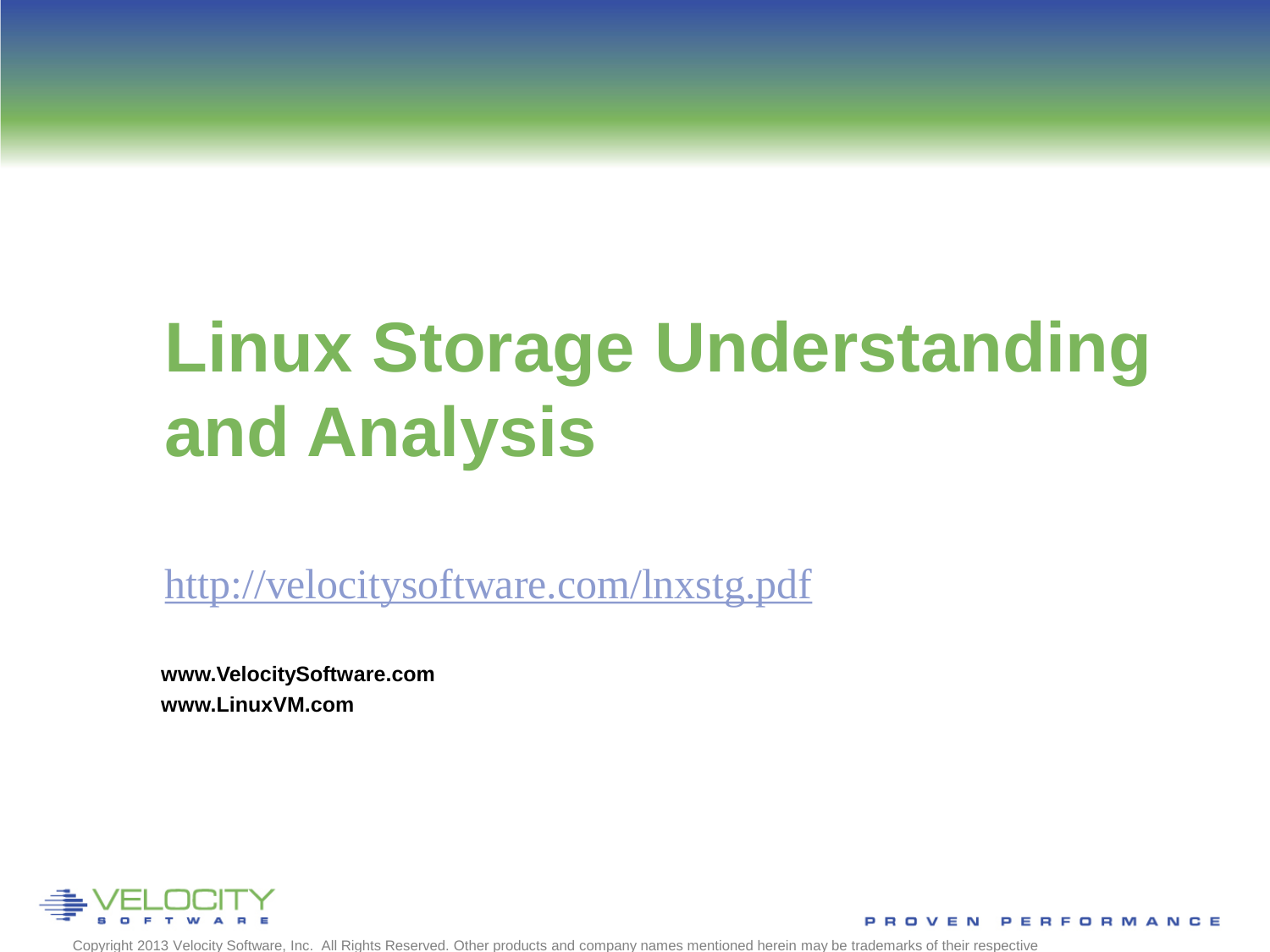# Linux Storage Understanding and Analysis

http://velocitysoftware.com/lnxstg.pdf

**www.VelocitySoftware.com**
**www.LinuxVM.com**

VELOCITY SOFTWARE

PROVEN PERFORMANCE

Copyright 2013 Velocity Software, Inc. All Rights Reserved. Other products and company names mentioned herein may be trademarks of their respective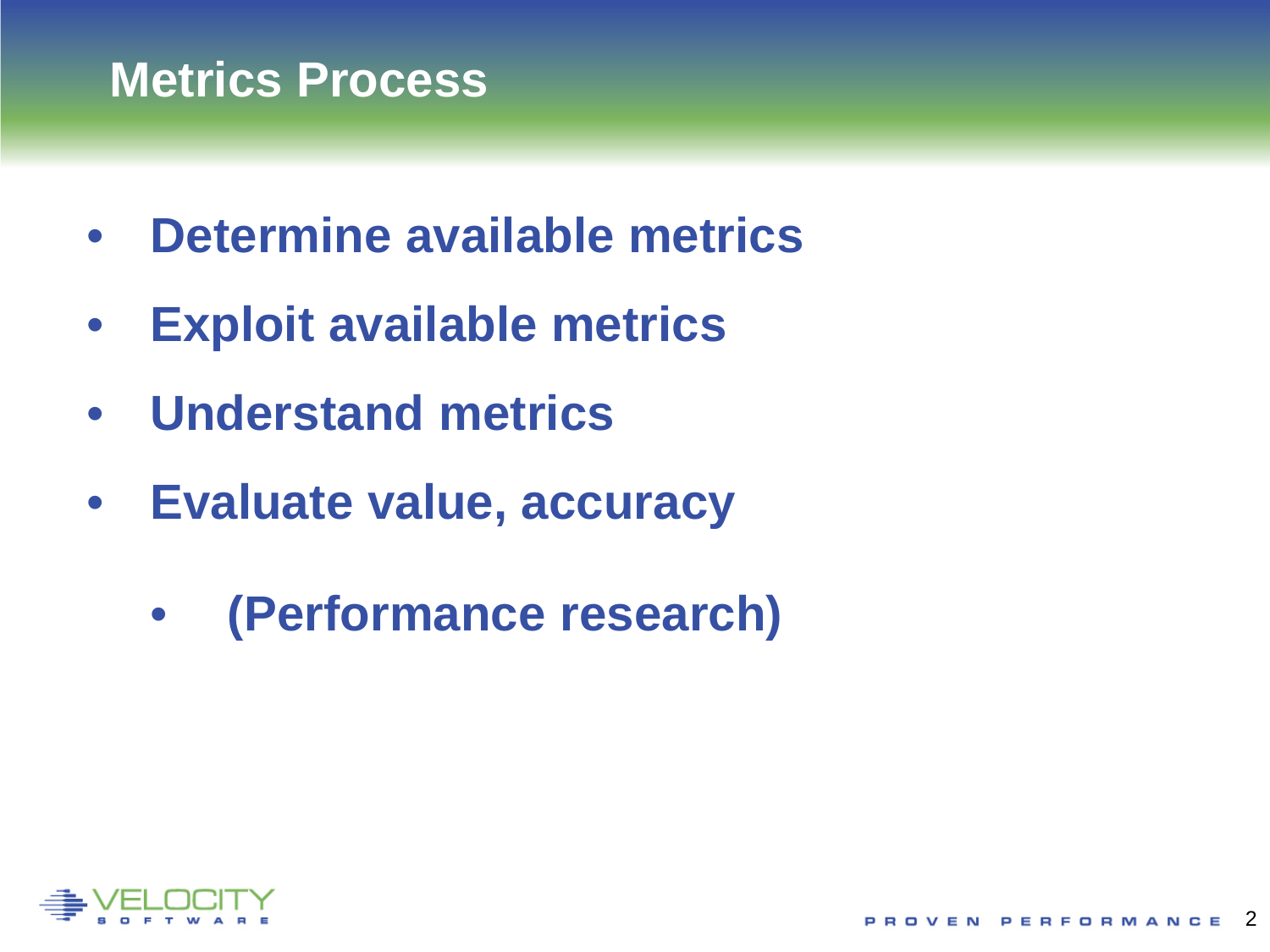# Metrics Process

- **Determine available metrics**
- **Exploit available metrics**
- **Understand metrics**
- **Evaluate value, accuracy**
  - **(Performance research)**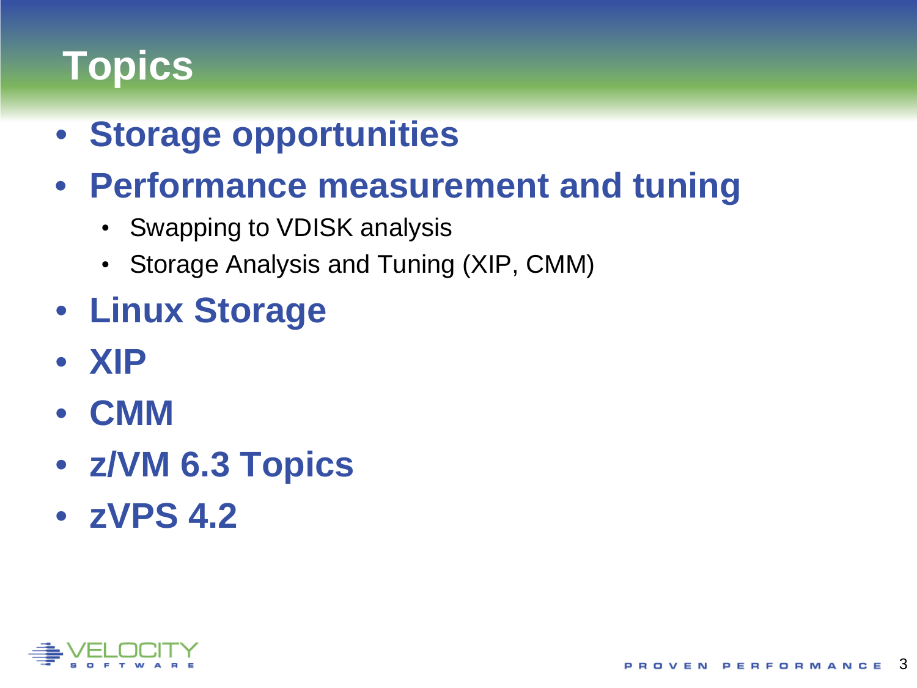# Topics

- **Storage opportunities**
- **Performance measurement and tuning**
  - Swapping to VDISK analysis
  - Storage Analysis and Tuning (XIP, CMM)
- **Linux Storage**
- **XIP**
- **CMM**
- **z/VM 6.3 Topics**
- **zVPS 4.2**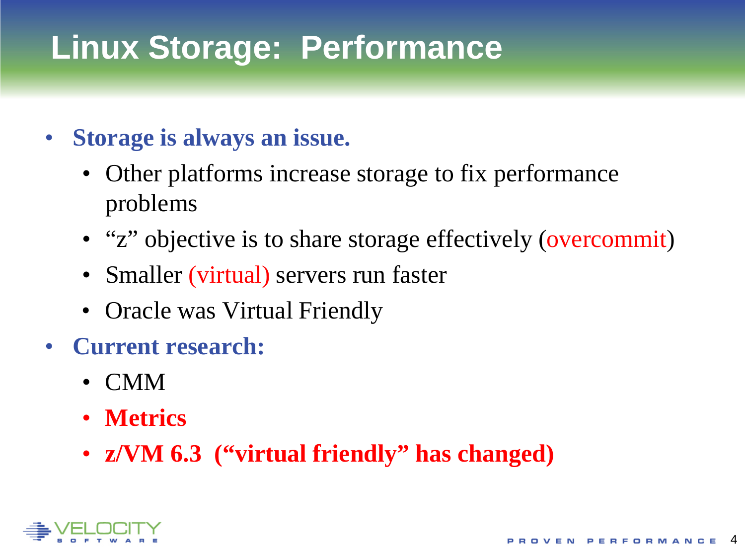# Linux Storage: Performance

- **Storage is always an issue.**
  - Other platforms increase storage to fix performance problems
  - "z" objective is to share storage effectively (overcommit)
  - Smaller (virtual) servers run faster
  - Oracle was Virtual Friendly
- **Current research:**
  - CMM
  - **Metrics**
  - **z/VM 6.3 ("virtual friendly" has changed)**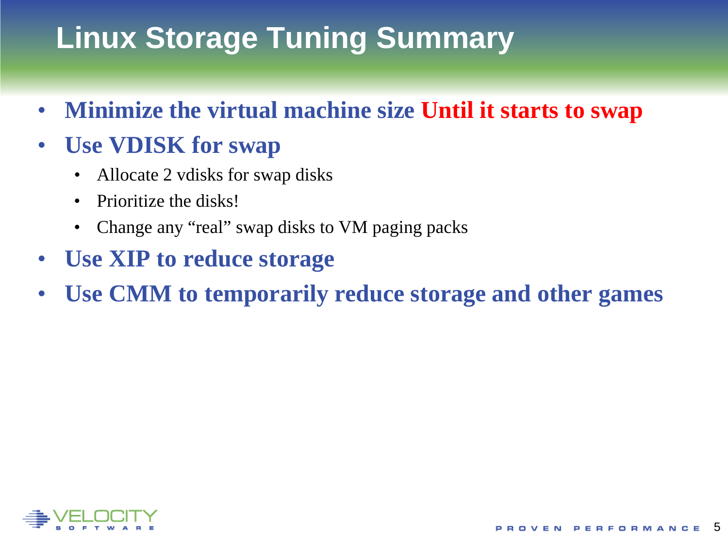# Linux Storage Tuning Summary

- **Minimize the virtual machine size Until it starts to swap**
- **Use VDISK for swap**
  - Allocate 2 vdisks for swap disks
  - Prioritize the disks!
  - Change any “real” swap disks to VM paging packs
- **Use XIP to reduce storage**
- **Use CMM to temporarily reduce storage and other games**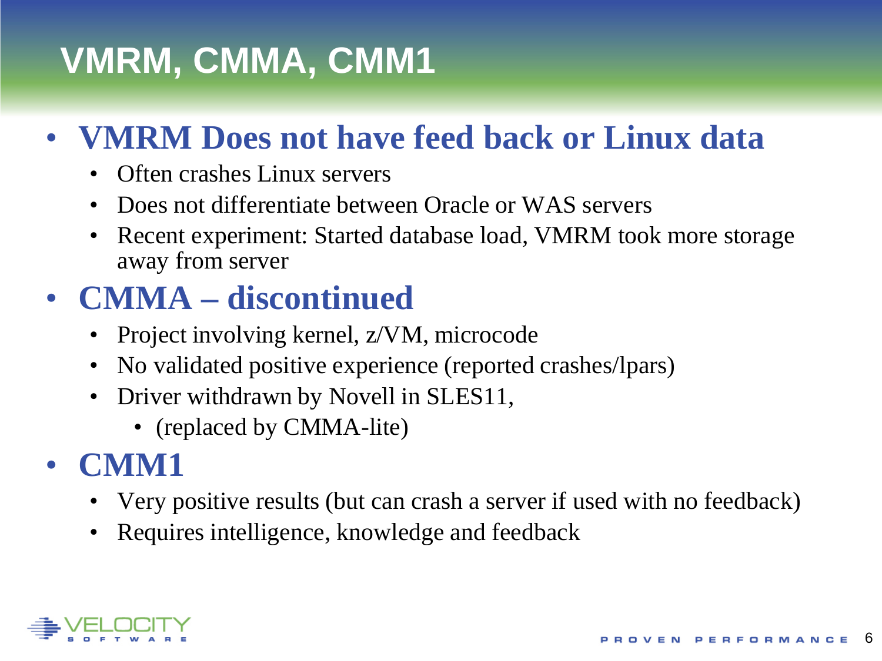# VMRM, CMMA, CMM1

- **VMRM Does not have feed back or Linux data**
  - Often crashes Linux servers
  - Does not differentiate between Oracle or WAS servers
  - Recent experiment: Started database load, VMRM took more storage away from server
- **CMMA – discontinued**
  - Project involving kernel, z/VM, microcode
  - No validated positive experience (reported crashes/lpars)
  - Driver withdrawn by Novell in SLES11,
    - (replaced by CMMA-lite)
- **CMM1**
  - Very positive results (but can crash a server if used with no feedback)
  - Requires intelligence, knowledge and feedback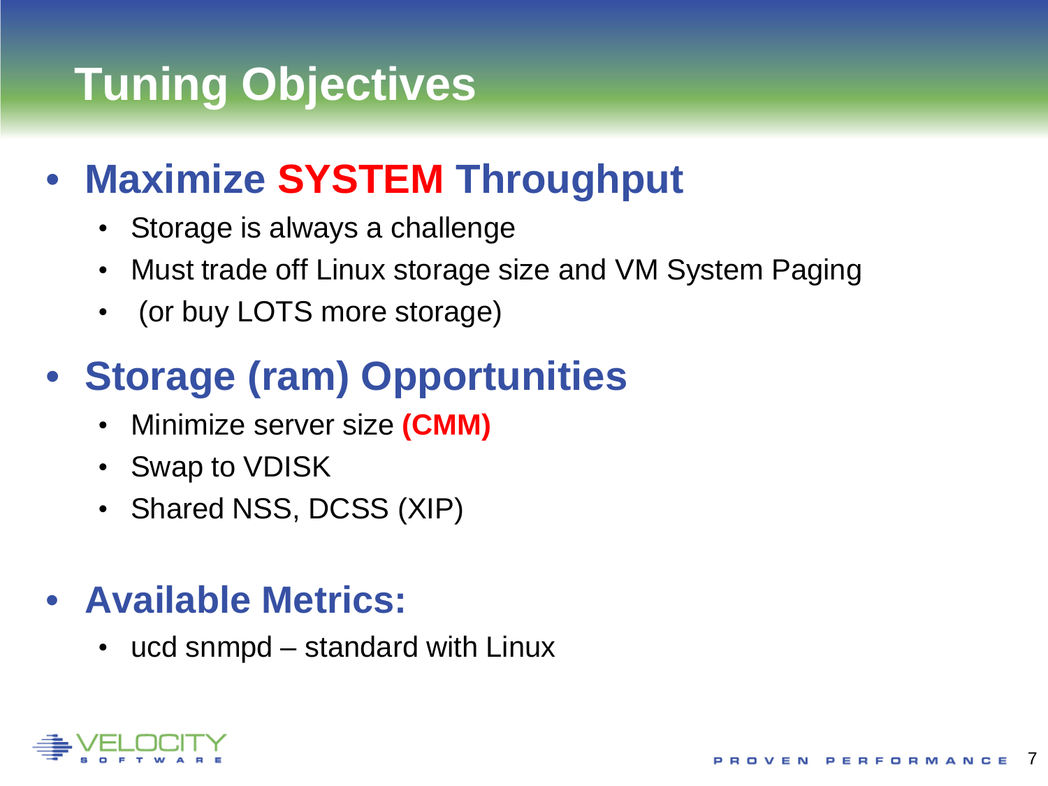# Tuning Objectives

- **Maximize SYSTEM Throughput**
  - Storage is always a challenge
  - Must trade off Linux storage size and VM System Paging
  - (or buy LOTS more storage)

- **Storage (ram) Opportunities**
  - Minimize server size **(CMM)**
  - Swap to VDISK
  - Shared NSS, DCSS (XIP)

- **Available Metrics:**
  - ucd snmpd – standard with Linux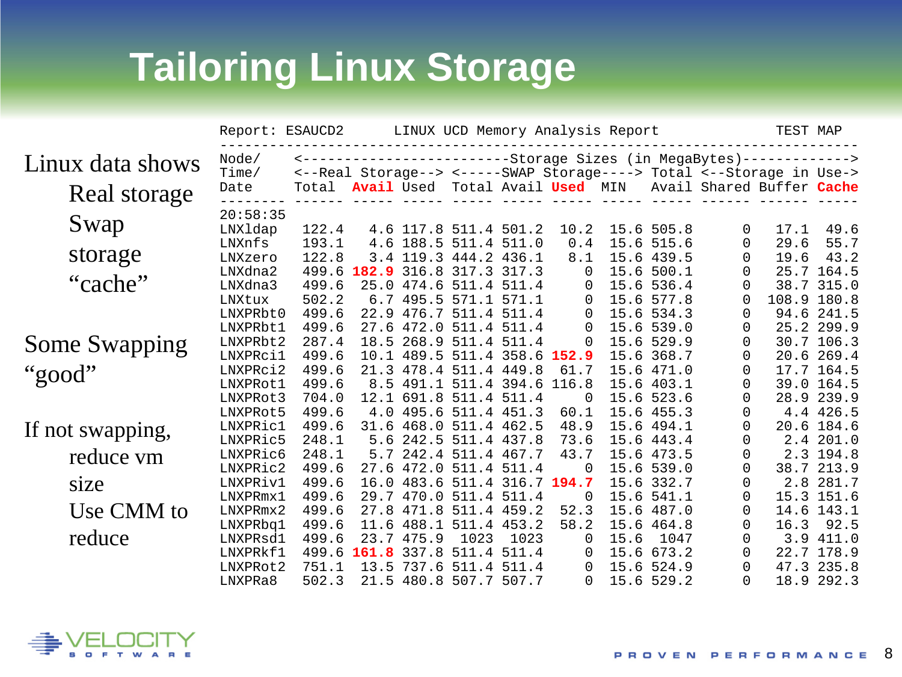# Tailoring Linux Storage

Linux data shows
- Real storage
- Swap storage
- "cache"

Some Swapping "good"

If not swapping,
- reduce vm size
- Use CMM to reduce

```
Report: ESAUCD2      LINUX UCD Memory Analysis Report            TEST MAP
--------------------------------------------------------------------------
Node/     <-------------------------Storage Sizes (in MegaBytes)------------->
Time/     <--Real Storage--> <-----SWAP Storage----> Total <--Storage in Use->
Date      Total Avail Used   Total Avail Used  MIN   Avail Shared Buffer Cache
--------- ------ ----- ----- ----- ----- ----- ----- ----- ------ ------ -----
20:58:35
LNXldap    122.4   4.6 117.8 511.4 501.2  10.2  15.6 505.8      0   17.1  49.6
LNXnfs     193.1   4.6 188.5 511.4 511.0   0.4  15.6 515.6      0   29.6  55.7
LNXzero    122.8   3.4 119.3 444.2 436.1   8.1  15.6 439.5      0   19.6  43.2
LNXdna2    499.6 182.9 316.8 317.3 317.3     0  15.6 500.1      0   25.7 164.5
LNXdna3    499.6  25.0 474.6 511.4 511.4     0  15.6 536.4      0   38.7 315.0
LNXtux     502.2   6.7 495.5 571.1 571.1     0  15.6 577.8      0  108.9 180.8
LNXPRbt0   499.6  22.9 476.7 511.4 511.4     0  15.6 534.3      0   94.6 241.5
LNXPRbt1   499.6  27.6 472.0 511.4 511.4     0  15.6 539.0      0   25.2 299.9
LNXPRbt2   287.4  18.5 268.9 511.4 511.4     0  15.6 529.9      0   30.7 106.3
LNXPRci1   499.6  10.1 489.5 511.4 358.6 152.9  15.6 368.7      0   20.6 269.4
LNXPRci2   499.6  21.3 478.4 511.4 449.8  61.7  15.6 471.0      0   17.7 164.5
LNXPRot1   499.6   8.5 491.1 511.4 394.6 116.8  15.6 403.1      0   39.0 164.5
LNXPRot3   704.0  12.1 691.8 511.4 511.4     0  15.6 523.6      0   28.9 239.9
LNXPRot5   499.6   4.0 495.6 511.4 451.3  60.1  15.6 455.3      0    4.4 426.5
LNXPRic1   499.6  31.6 468.0 511.4 462.5  48.9  15.6 494.1      0   20.6 184.6
LNXPRic5   248.1   5.6 242.5 511.4 437.8  73.6  15.6 443.4      0    2.4 201.0
LNXPRic6   248.1   5.7 242.4 511.4 467.7  43.7  15.6 473.5      0    2.3 194.8
LNXPRic2   499.6  27.6 472.0 511.4 511.4     0  15.6 539.0      0   38.7 213.9
LNXPRiv1   499.6  16.0 483.6 511.4 316.7 194.7  15.6 332.7      0    2.8 281.7
LNXPRmx1   499.6  29.7 470.0 511.4 511.4     0  15.6 541.1      0   15.3 151.6
LNXPRmx2   499.6  27.8 471.8 511.4 459.2  52.3  15.6 487.0      0   14.6 143.1
LNXPRbq1   499.6  11.6 488.1 511.4 453.2  58.2  15.6 464.8      0   16.3  92.5
LNXPRsd1   499.6  23.7 475.9  1023  1023     0  15.6  1047      0    3.9 411.0
LNXPRkf1   499.6 161.8 337.8 511.4 511.4     0  15.6 673.2      0   22.7 178.9
LNXPRot2   751.1  13.5 737.6 511.4 511.4     0  15.6 524.9      0   47.3 235.8
LNXPRa8    502.3  21.5 480.8 507.7 507.7     0  15.6 529.2      0   18.9 292.3
```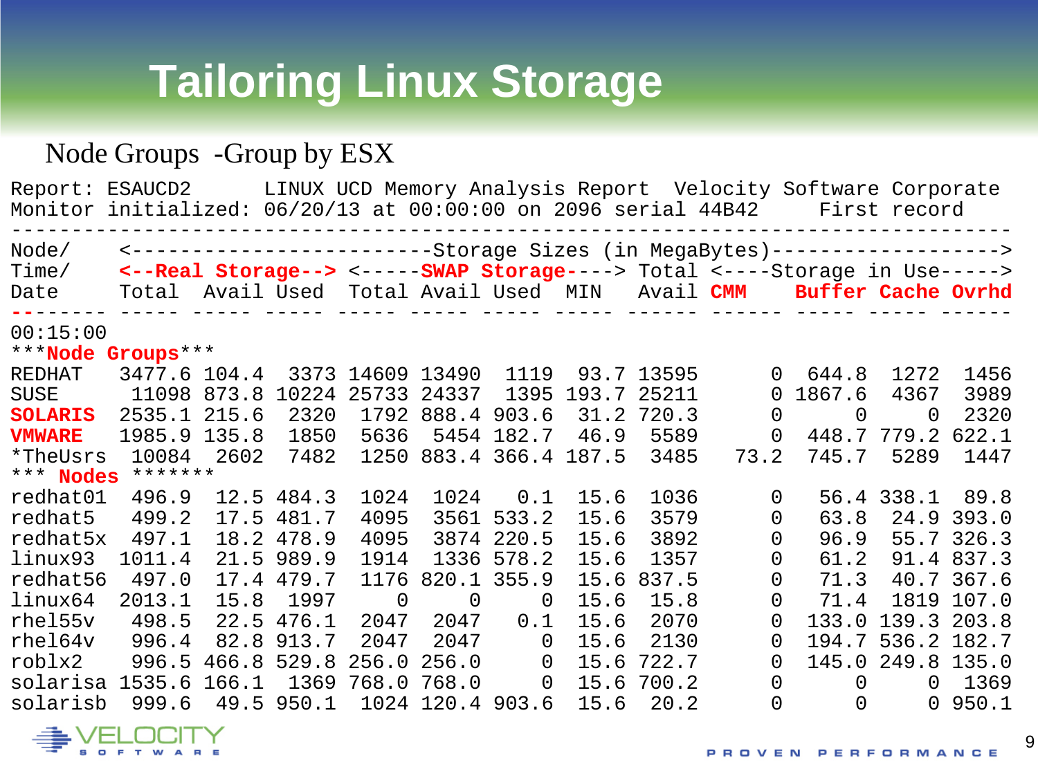# Tailoring Linux Storage

Node Groups -Group by ESX

```
Report: ESAUCD2      LINUX UCD Memory Analysis Report  Velocity Software Corporate
Monitor initialized: 06/20/13 at 00:00:00 on 2096 serial 44B42    First record
---------------------------------------------------------------------------------
Node/     <-------------------------Storage Sizes (in MegaBytes)------------------->
Time/     <--Real Storage--> <-----SWAP Storage----> Total <----Storage in Use----->
Date      Total  Avail Used  Total Avail Used  MIN    Avail CMM    Buffer Cache Ovrhd
--------- ----- ----- ----- ----- ----- ----- ----- ------ ------ ----- ----- ------
00:15:00
***Node Groups***
REDHAT    3477.6 104.4  3373 14609 13490  1119  93.7 13595      0 644.8  1272  1456
SUSE       11098 873.8 10224 25733 24337  1395 193.7 25211      0 1867.6 4367  3989
SOLARIS   2535.1 215.6  2320  1792 888.4 903.6  31.2 720.3      0     0     0  2320
VMWARE    1985.9 135.8  1850  5636  5454 182.7  46.9  5589      0 448.7 779.2 622.1
*TheUsrs   10084  2602  7482  1250 883.4 366.4 187.5  3485   73.2 745.7  5289  1447
*** Nodes *******
redhat01   496.9  12.5 484.3  1024  1024   0.1  15.6  1036      0  56.4 338.1  89.8
redhat5    499.2  17.5 481.7  4095  3561 533.2  15.6  3579      0  63.8  24.9 393.0
redhat5x   497.1  18.2 478.9  4095  3874 220.5  15.6  3892      0  96.9  55.7 326.3
linux93   1011.4  21.5 989.9  1914  1336 578.2  15.6  1357      0  61.2  91.4 837.3
redhat56   497.0  17.4 479.7  1176 820.1 355.9  15.6 837.5      0  71.3  40.7 367.6
linux64   2013.1  15.8  1997     0     0     0  15.6  15.8      0  71.4  1819 107.0
rhel55v    498.5  22.5 476.1  2047  2047   0.1  15.6  2070      0 133.0 139.3 203.8
rhel64v    996.4  82.8 913.7  2047  2047     0  15.6  2130      0 194.7 536.2 182.7
roblx2     996.5 466.8 529.8 256.0 256.0     0  15.6 722.7      0 145.0 249.8 135.0
solarisa  1535.6 166.1  1369 768.0 768.0     0  15.6 700.2      0     0     0  1369
solarisb   999.6  49.5 950.1  1024 120.4 903.6  15.6  20.2      0     0     0 950.1
```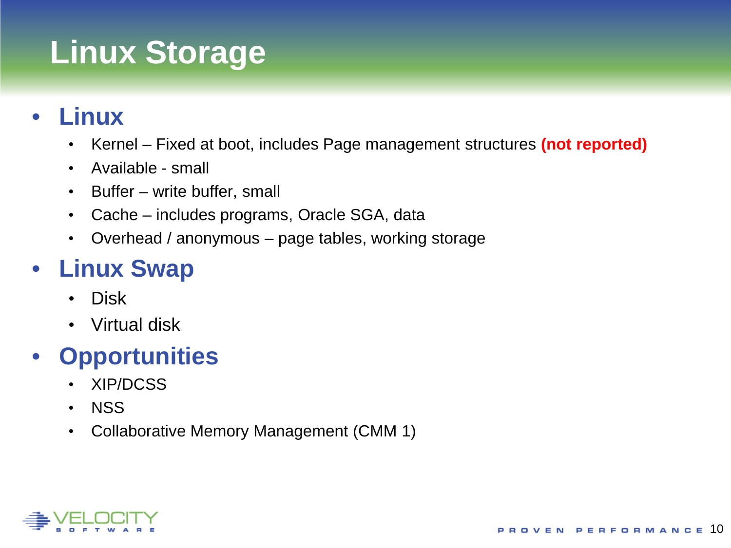# Linux Storage

- **Linux**
  - Kernel – Fixed at boot, includes Page management structures **(not reported)**
  - Available - small
  - Buffer – write buffer, small
  - Cache – includes programs, Oracle SGA, data
  - Overhead / anonymous – page tables, working storage
- **Linux Swap**
  - Disk
  - Virtual disk
- **Opportunities**
  - XIP/DCSS
  - NSS
  - Collaborative Memory Management (CMM 1)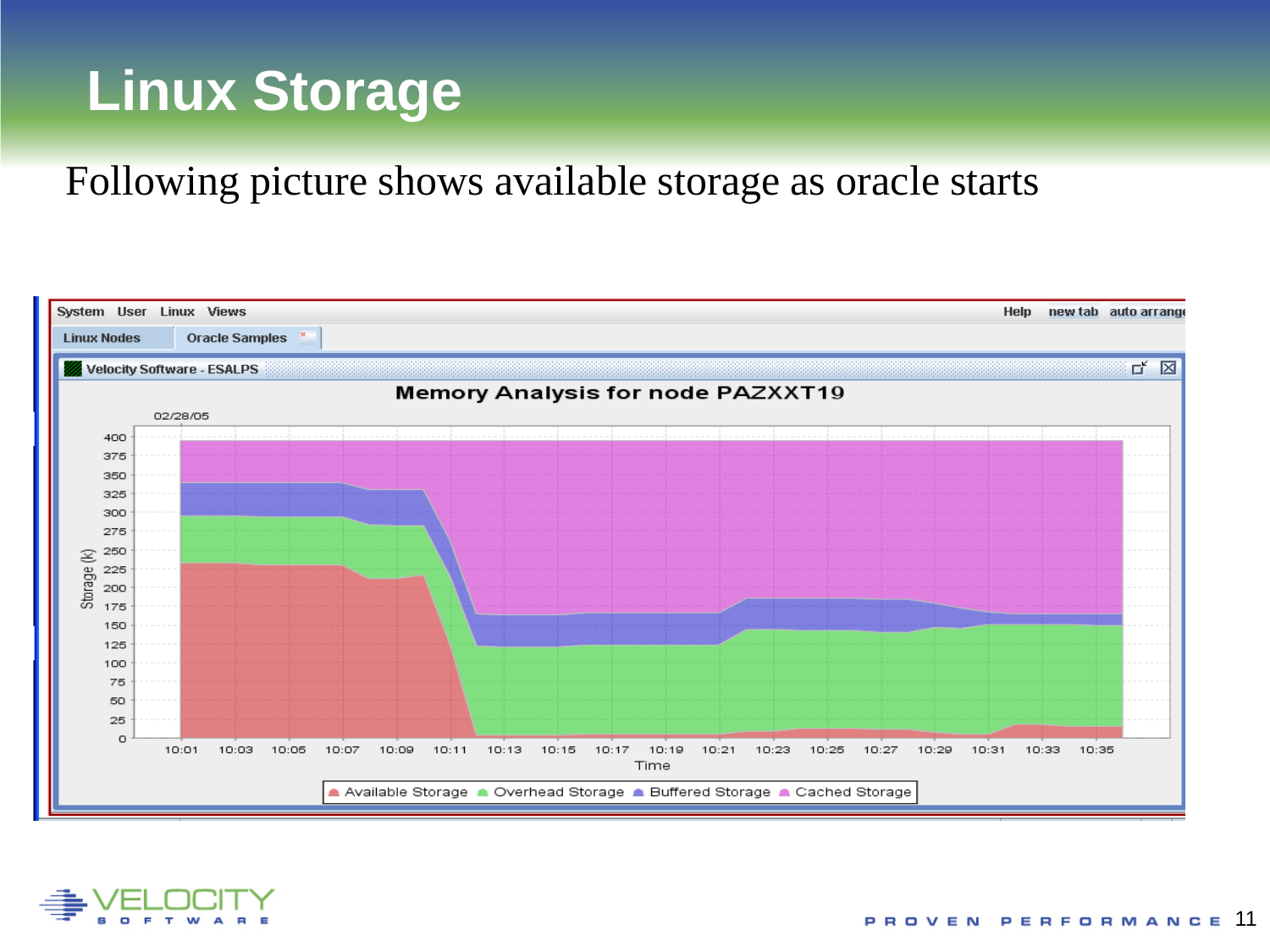# Linux Storage

Following picture shows available storage as oracle starts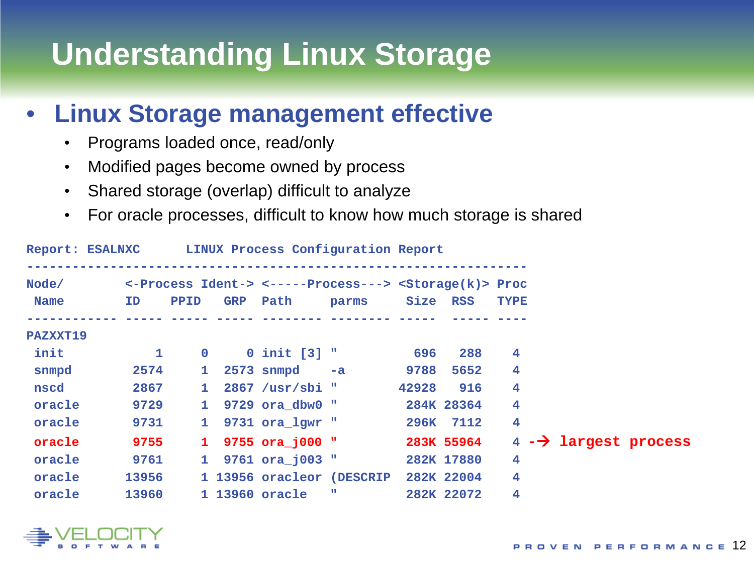# Understanding Linux Storage

- **Linux Storage management effective**
  - Programs loaded once, read/only
  - Modified pages become owned by process
  - Shared storage (overlap) difficult to analyze
  - For oracle processes, difficult to know how much storage is shared

```
Report: ESALNXC      LINUX Process Configuration Report
------------------------------------------------------------------
Node/        <-Process Ident-> <-----Process---> <Storage(k)> Proc
 Name        ID    PPID   GRP  Path     parms     Size  RSS   TYPE
------------ ----- ----- ----- -------- -------- -----  ----- ----
PAZXXT19
 init            1     0     0 init [3] "          696   288    4
 snmpd        2574     1  2574 snmpd    -a        9788  5652    4
 nscd         2867     1  2867 /usr/sbi "        42928   916    4
 oracle       9729     1  9729 ora_dbw0 "         284K 28364    4
 oracle       9731     1  9731 ora_lgwr "         296K  7112    4
 oracle       9755     1  9755 ora_j000 "         283K 55964    4 -→ largest process
 oracle       9761     1  9761 ora_j003 "         282K 17880    4
 oracle      13956     1 13956 oracleor (DESCRIP  282K 22004    4
 oracle      13960     1 13960 oracle   "         282K 22072    4
```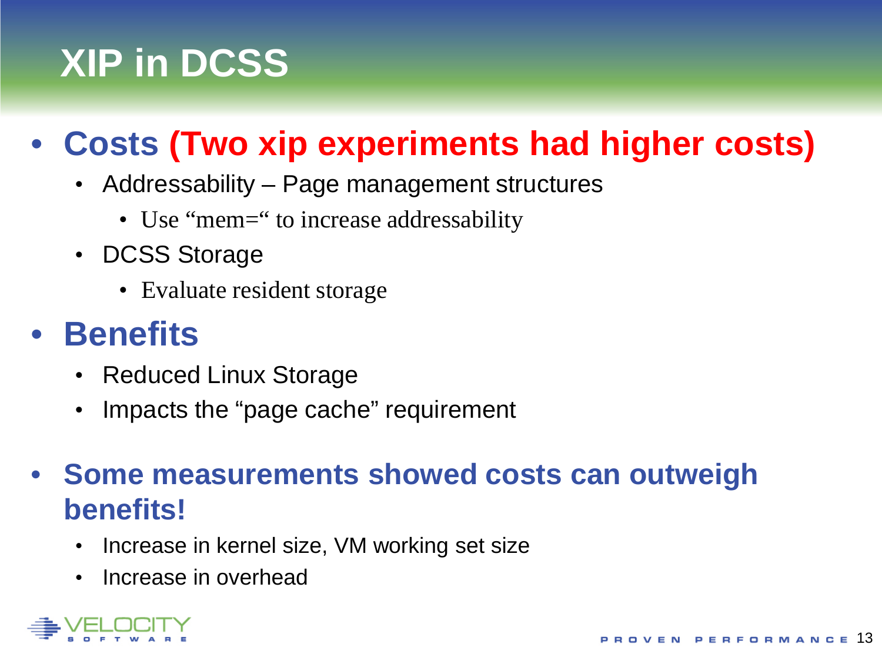# XIP in DCSS

- **Costs (Two xip experiments had higher costs)**
  - Addressability – Page management structures
    - Use “mem=“ to increase addressability
  - DCSS Storage
    - Evaluate resident storage
- **Benefits**
  - Reduced Linux Storage
  - Impacts the “page cache” requirement
- **Some measurements showed costs can outweigh benefits!**
  - Increase in kernel size, VM working set size
  - Increase in overhead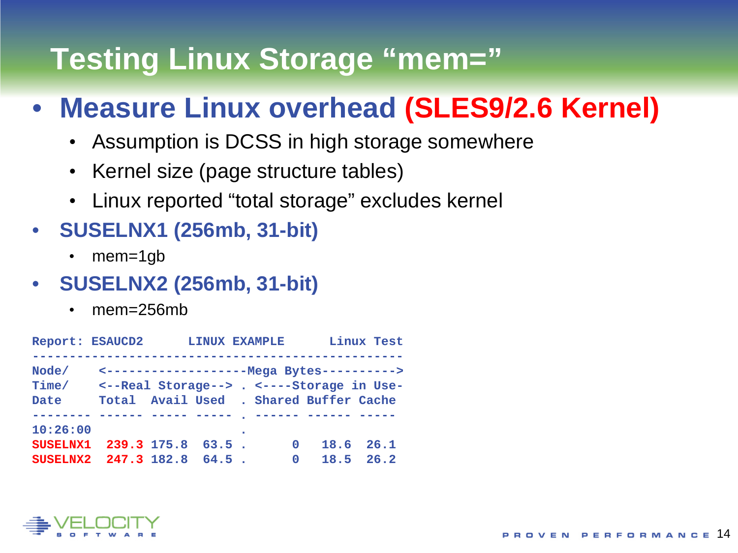# Testing Linux Storage "mem="

- **Measure Linux overhead (SLES9/2.6 Kernel)**
  - Assumption is DCSS in high storage somewhere
  - Kernel size (page structure tables)
  - Linux reported "total storage" excludes kernel
- **SUSELNX1 (256mb, 31-bit)**
  - mem=1gb
- **SUSELNX2 (256mb, 31-bit)**
  - mem=256mb

```
Report: ESAUCD2      LINUX EXAMPLE      Linux Test
--------------------------------------------------
Node/    <-------------------Mega Bytes---------->
Time/    <--Real Storage--> . <----Storage in Use-
Date     Total  Avail Used  . Shared Buffer Cache
-------- ------ ----- ----- . ------ ------ -----
10:26:00                    .
SUSELNX1  239.3 175.8  63.5 .      0   18.6  26.1
SUSELNX2  247.3 182.8  64.5 .      0   18.5  26.2
```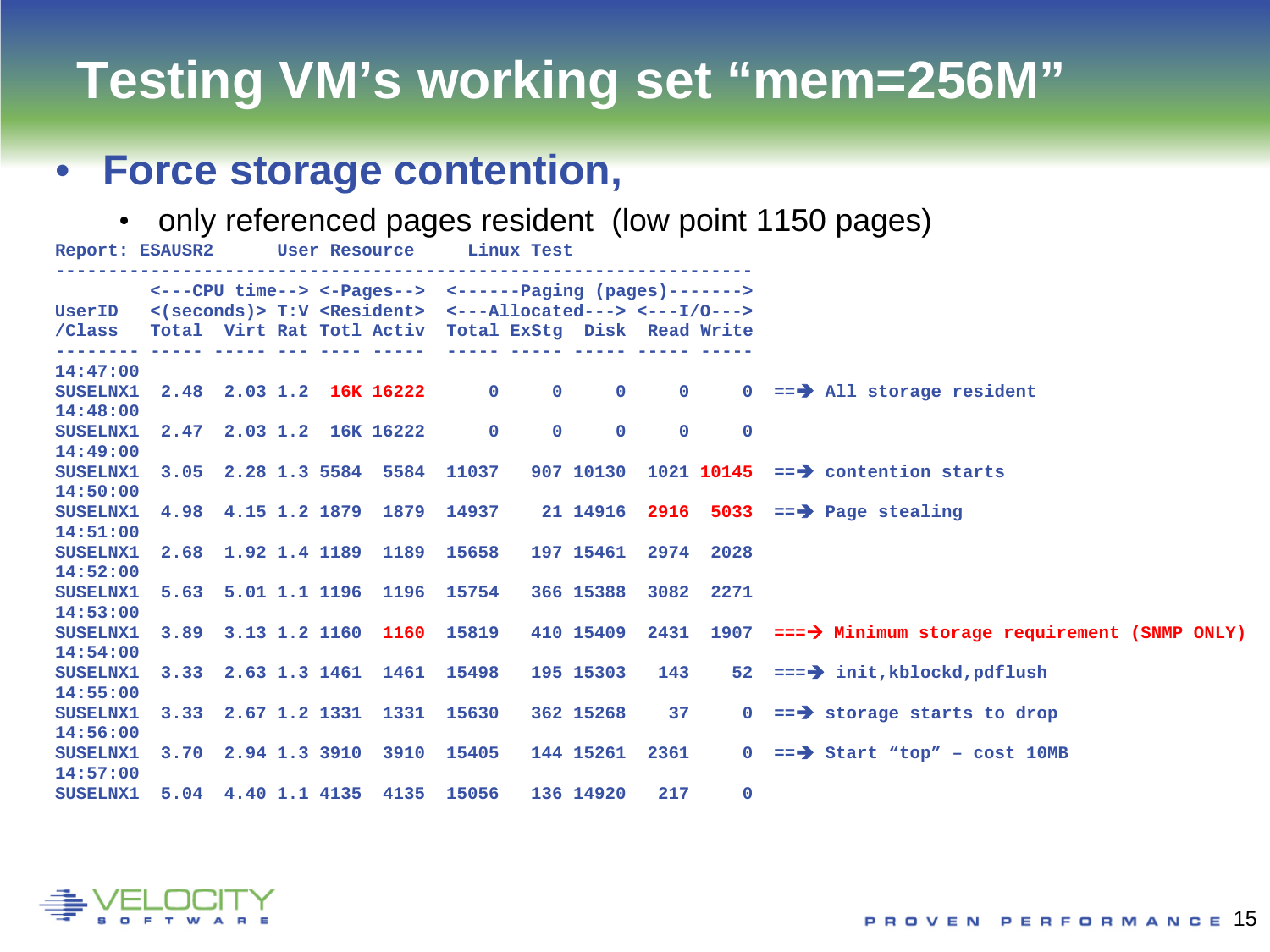# Testing VM's working set "mem=256M"

- **Force storage contention,**
  - only referenced pages resident (low point 1150 pages)

```
Report: ESAUSR2      User Resource     Linux Test
------------------------------------------------------------------
         <---CPU time--> <-Pages--> <------Paging (pages)------->
UserID   <(seconds)> T:V <Resident> <---Allocated---> <---I/O--->
/Class   Total  Virt Rat Totl Activ  Total ExStg  Disk  Read Write
-------- ----- ----- --- ---- -----  ----- ----- ----- ----- -----
14:47:00
SUSELNX1  2.48  2.03 1.2  16K 16222      0     0     0     0     0  ==> All storage resident
14:48:00
SUSELNX1  2.47  2.03 1.2  16K 16222      0     0     0     0     0
14:49:00
SUSELNX1  3.05  2.28 1.3 5584  5584  11037   907 10130  1021 10145  ==> contention starts
14:50:00
SUSELNX1  4.98  4.15 1.2 1879  1879  14937    21 14916  2916  5033  ==> Page stealing
14:51:00
SUSELNX1  2.68  1.92 1.4 1189  1189  15658   197 15461  2974  2028
14:52:00
SUSELNX1  5.63  5.01 1.1 1196  1196  15754   366 15388  3082  2271
14:53:00
SUSELNX1  3.89  3.13 1.2 1160  1160  15819   410 15409  2431  1907  ===> Minimum storage requirement (SNMP ONLY)
14:54:00
SUSELNX1  3.33  2.63 1.3 1461  1461  15498   195 15303   143    52  ===> init,kblockd,pdflush
14:55:00
SUSELNX1  3.33  2.67 1.2 1331  1331  15630   362 15268    37     0  ==> storage starts to drop
14:56:00
SUSELNX1  3.70  2.94 1.3 3910  3910  15405   144 15261  2361     0  ==> Start "top" – cost 10MB
14:57:00
SUSELNX1  5.04  4.40 1.1 4135  4135  15056   136 14920   217     0
```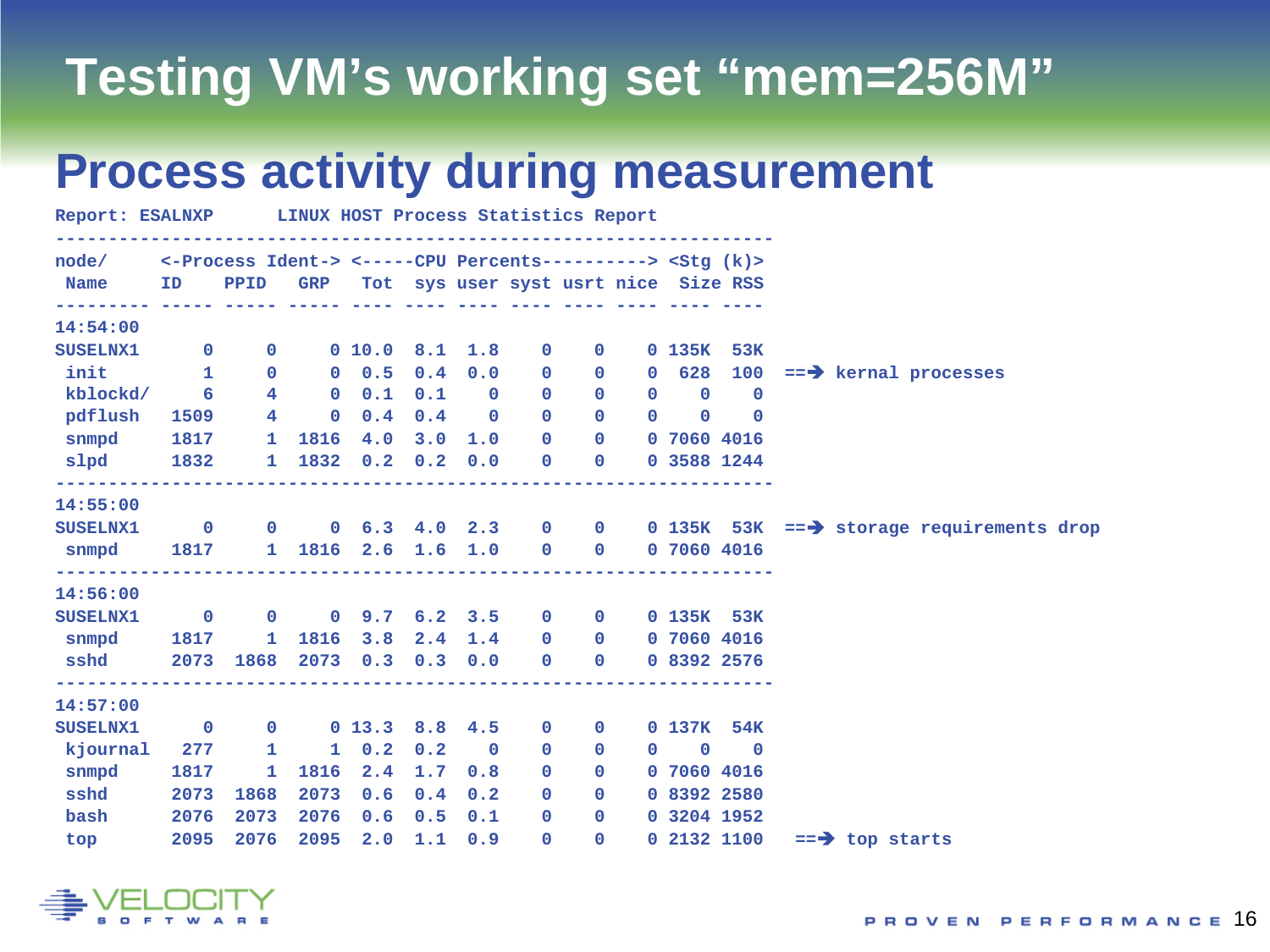# Testing VM's working set "mem=256M"

## Process activity during measurement

```
Report: ESALNXP      LINUX HOST Process Statistics Report
---------------------------------------------------------------------
node/     <-Process Ident-> <-----CPU Percents----------> <Stg (k)>
 Name     ID    PPID   GRP   Tot  sys  user syst usrt nice  Size RSS
--------- ----- ----- ----- ---- ---- ---- ---- ---- ---- ---- ----
14:54:00
SUSELNX1      0     0     0 10.0  8.1  1.8    0    0    0 135K  53K
 init         1     0     0  0.5  0.4  0.0    0    0    0  628  100   ==> kernal processes
 kblockd/     6     4     0  0.1  0.1    0    0    0    0    0    0
 pdflush   1509     4     0  0.4  0.4    0    0    0    0    0    0
 snmpd     1817     1  1816  4.0  3.0  1.0    0    0    0 7060 4016
 slpd      1832     1  1832  0.2  0.2  0.0    0    0    0 3588 1244
---------------------------------------------------------------------
14:55:00
SUSELNX1      0     0     0  6.3  4.0  2.3    0    0    0 135K  53K   ==> storage requirements drop
 snmpd     1817     1  1816  2.6  1.6  1.0    0    0    0 7060 4016
---------------------------------------------------------------------
14:56:00
SUSELNX1      0     0     0  9.7  6.2  3.5    0    0    0 135K  53K
 snmpd     1817     1  1816  3.8  2.4  1.4    0    0    0 7060 4016
 sshd      2073  1868  2073  0.3  0.3  0.0    0    0    0 8392 2576
---------------------------------------------------------------------
14:57:00
SUSELNX1      0     0     0 13.3  8.8  4.5    0    0    0 137K  54K
 kjournal   277     1     1  0.2  0.2    0    0    0    0    0    0
 snmpd     1817     1  1816  2.4  1.7  0.8    0    0    0 7060 4016
 sshd      2073  1868  2073  0.6  0.4  0.2    0    0    0 8392 2580
 bash      2076  2073  2076  0.6  0.5  0.1    0    0    0 3204 1952
 top       2095  2076  2095  2.0  1.1  0.9    0    0    0 2132 1100    ==> top starts
```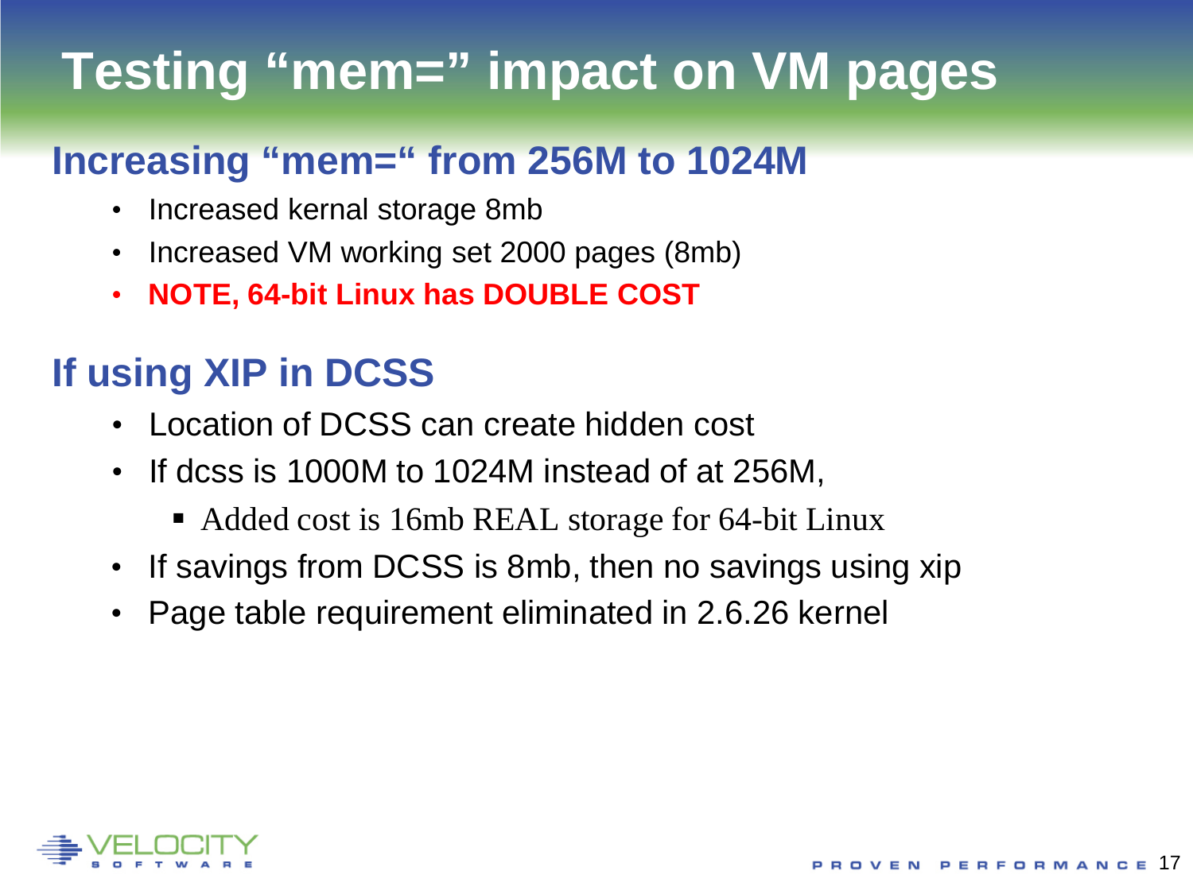# Testing "mem=" impact on VM pages

## Increasing "mem=" from 256M to 1024M

- Increased kernal storage 8mb
- Increased VM working set 2000 pages (8mb)
- **NOTE, 64-bit Linux has DOUBLE COST**

## If using XIP in DCSS

- Location of DCSS can create hidden cost
- If dcss is 1000M to 1024M instead of at 256M,
  - Added cost is 16mb REAL storage for 64-bit Linux
- If savings from DCSS is 8mb, then no savings using xip
- Page table requirement eliminated in 2.6.26 kernel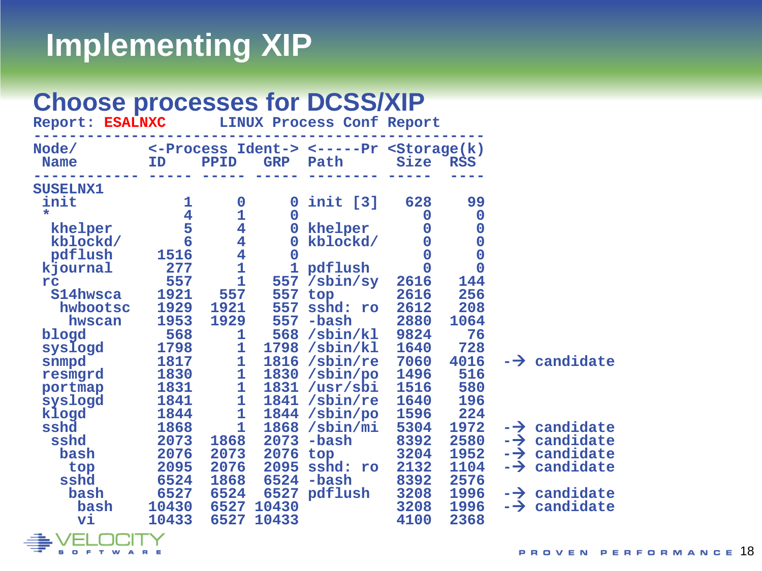# Implementing XIP

## Choose processes for DCSS/XIP

```
Report: ESALNXC      LINUX Process Conf Report
-------------------------------------------------------
Node/         <-Process Ident-> <-----Pr <Storage(k)
 Name         ID    PPID   GRP  Path      Size  RSS
------------ ----- ----- ----- -------- -----  ----
SUSELNX1
 init            1     0     0 init [3]   628    99
 *               4     1     0              0     0
  khelper        5     4     0 khelper      0     0
  kblockd/       6     4     0 kblockd/     0     0
  pdflush     1516     4     0              0     0
 kjournal      277     1     1 pdflush      0     0
 rc            557     1   557 /sbin/sy  2616   144
  S14hwsca    1921   557   557 top       2616   256
   hwbootsc   1929  1921   557 sshd: ro  2612   208
    hwscan    1953  1929   557 -bash     2880  1064
 blogd         568     1   568 /sbin/kl  9824    76
 syslogd      1798     1  1798 /sbin/kl  1640   728
 snmpd        1817     1  1816 /sbin/re  7060  4016  -→ candidate
 resmgrd      1830     1  1830 /sbin/po  1496   516
 portmap      1831     1  1831 /usr/sbi  1516   580
 syslogd      1841     1  1841 /sbin/re  1640   196
 klogd        1844     1  1844 /sbin/po  1596   224
 sshd         1868     1  1868 /sbin/mi  5304  1972  -→ candidate
  sshd        2073  1868  2073 -bash     8392  2580  -→ candidate
   bash       2076  2073  2076 top       3204  1952  -→ candidate
    top       2095  2076  2095 sshd: ro  2132  1104  -→ candidate
   sshd       6524  1868  6524 -bash     8392  2576
    bash      6527  6524  6527 pdflush   3208  1996  -→ candidate
     bash    10430  6527 10430           3208  1996  -→ candidate
     vi      10433  6527 10433           4100  2368
```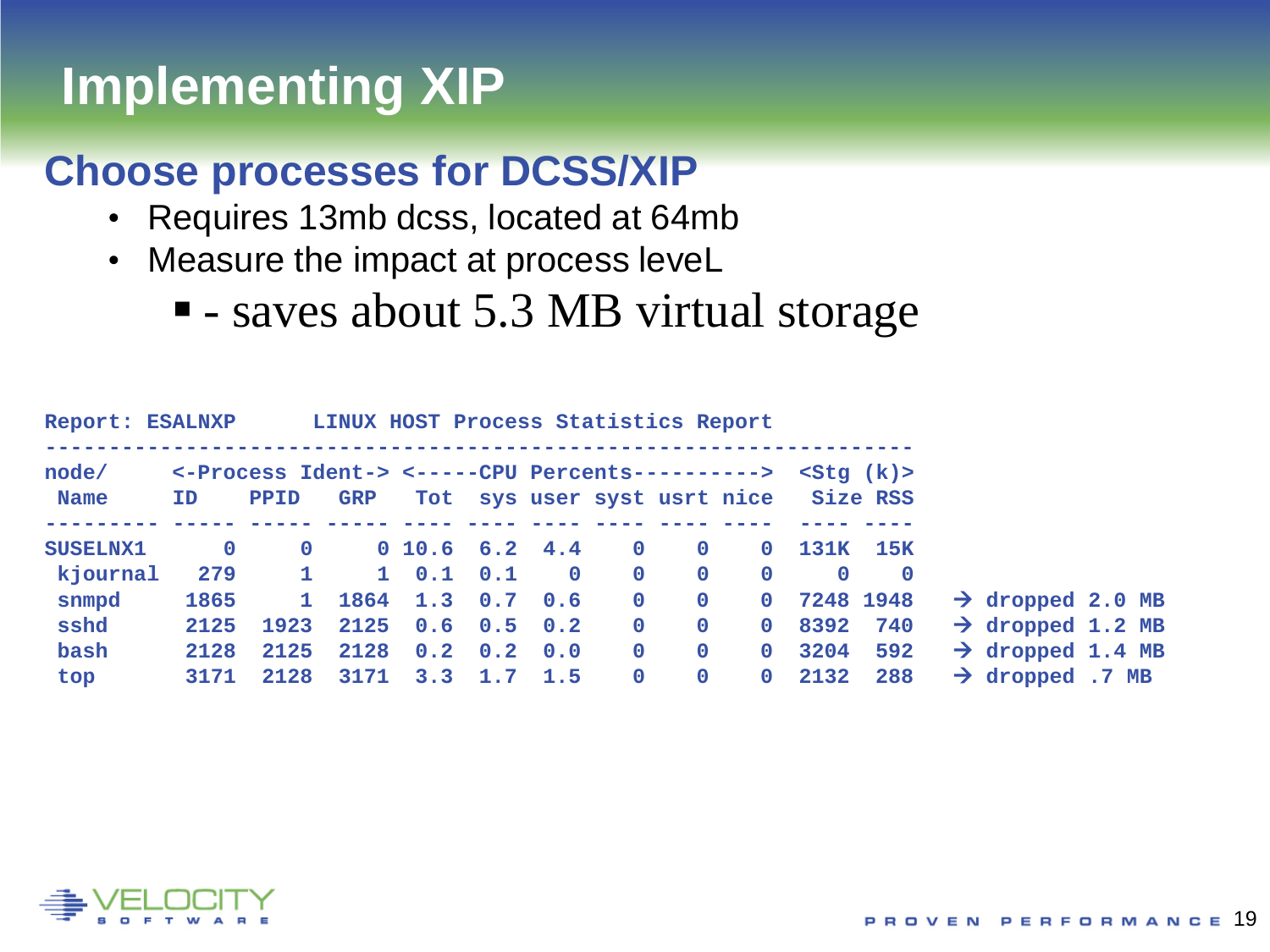# Implementing XIP

## Choose processes for DCSS/XIP

- Requires 13mb dcss, located at 64mb
- Measure the impact at process leveL
  - - saves about 5.3 MB virtual storage

```
Report: ESALNXP      LINUX HOST Process Statistics Report
---------------------------------------------------------------------
node/     <-Process Ident-> <-----CPU Percents----------> <Stg (k)>
 Name     ID    PPID   GRP   Tot  sys user syst usrt nice  Size RSS
--------- ----- ----- ----- ---- ---- ---- ---- ---- ----  ---- ----
SUSELNX1      0     0     0 10.6  6.2  4.4    0    0    0  131K  15K
 kjournal   279     1     1  0.1  0.1    0    0    0    0     0    0
 snmpd     1865     1  1864  1.3  0.7  0.6    0    0    0  7248 1948   → dropped 2.0 MB
 sshd      2125  1923  2125  0.6  0.5  0.2    0    0    0  8392  740   → dropped 1.2 MB
 bash      2128  2125  2128  0.2  0.2  0.0    0    0    0  3204  592   → dropped 1.4 MB
 top       3171  2128  3171  3.3  1.7  1.5    0    0    0  2132  288   → dropped .7 MB
```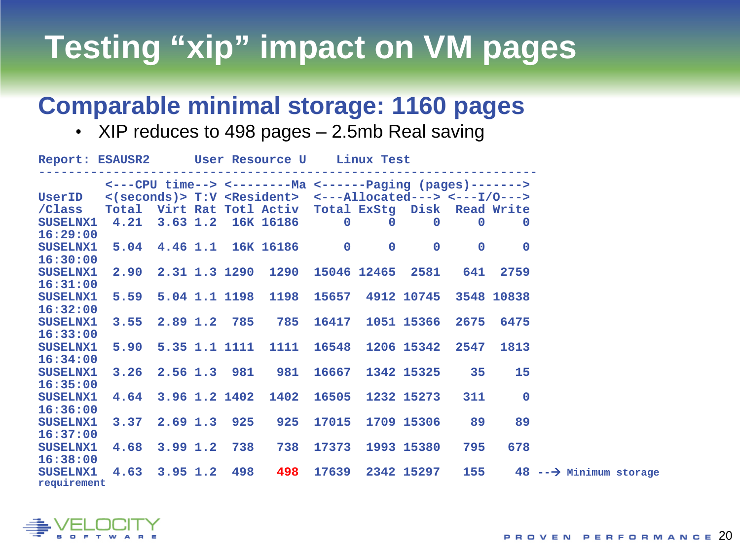# Testing “xip” impact on VM pages

## Comparable minimal storage: 1160 pages

- XIP reduces to 498 pages – 2.5mb Real saving

```
Report: ESAUSR2      User Resource U     Linux Test
-----------------------------------------------------------------
         <---CPU time--> <--------Ma <-------Paging (pages)------->
UserID   <(seconds)> T:V <Resident>  <---Allocated---> <---I/O--->
/Class   Total  Virt Rat Totl Activ  Total ExStg  Disk  Read Write
SUSELNX1  4.21  3.63 1.2  16K 16186      0     0     0     0     0
16:29:00
SUSELNX1  5.04  4.46 1.1  16K 16186      0     0     0     0     0
16:30:00
SUSELNX1  2.90  2.31 1.3 1290  1290  15046 12465  2581   641  2759
16:31:00
SUSELNX1  5.59  5.04 1.1 1198  1198  15657  4912 10745  3548 10838
16:32:00
SUSELNX1  3.55  2.89 1.2  785   785  16417  1051 15366  2675  6475
16:33:00
SUSELNX1  5.90  5.35 1.1 1111  1111  16548  1206 15342  2547  1813
16:34:00
SUSELNX1  3.26  2.56 1.3  981   981  16667  1342 15325    35    15
16:35:00
SUSELNX1  4.64  3.96 1.2 1402  1402  16505  1232 15273   311     0
16:36:00
SUSELNX1  3.37  2.69 1.3  925   925  17015  1709 15306    89    89
16:37:00
SUSELNX1  4.68  3.99 1.2  738   738  17373  1993 15380   795   678
16:38:00
SUSELNX1  4.63  3.95 1.2  498   498  17639  2342 15297   155    48 --→ Minimum storage
requirement
```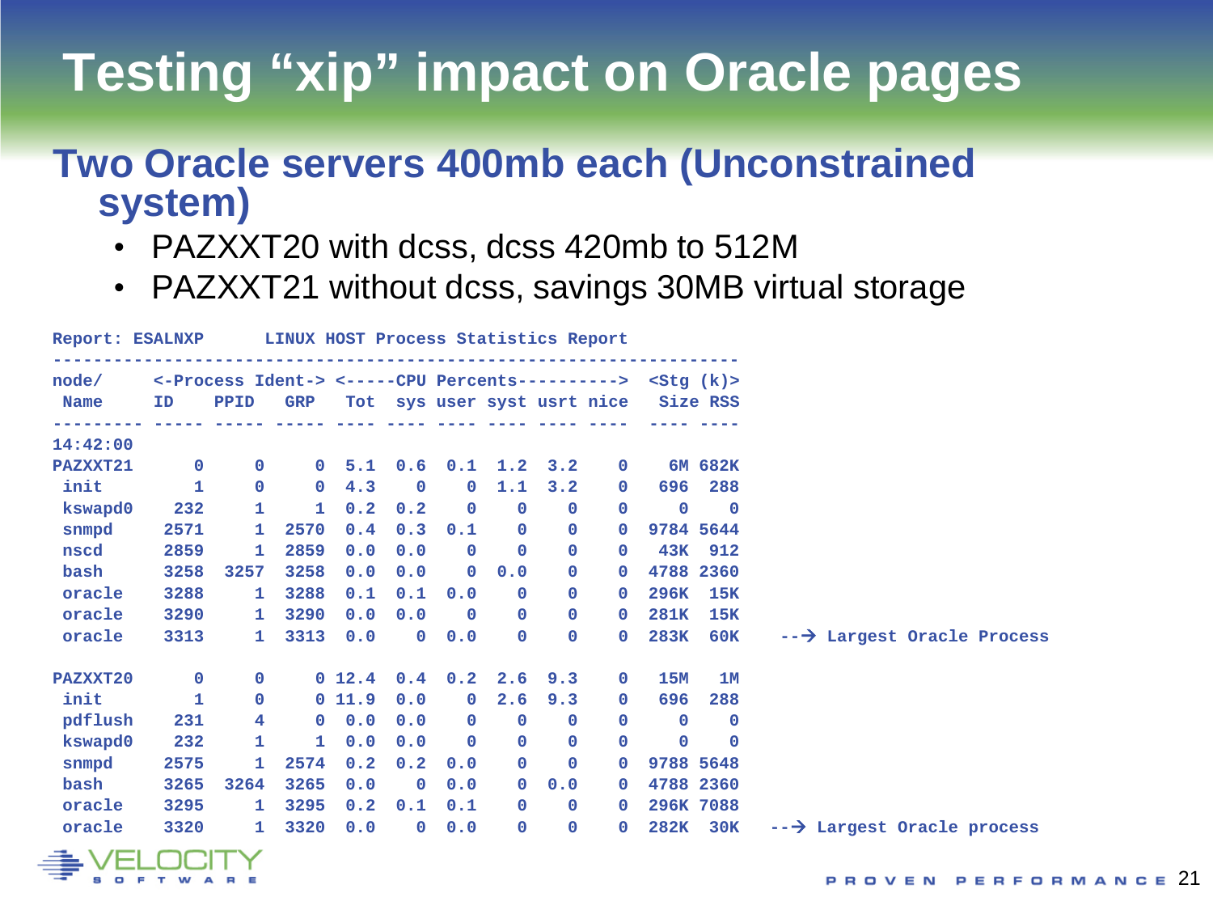# Testing "xip" impact on Oracle pages

## Two Oracle servers 400mb each (Unconstrained system)

- PAZXXT20 with dcss, dcss 420mb to 512M
- PAZXXT21 without dcss, savings 30MB virtual storage

```
Report: ESALNXP      LINUX HOST Process Statistics Report
------------------------------------------------------------------
node/     <-Process Ident-> <-----CPU Percents----------> <Stg (k)>
 Name     ID    PPID   GRP   Tot  sys user syst usrt nice  Size RSS
--------- ----- ----- ----- ---- ---- ---- ---- ---- ----  ---- ----
14:42:00
PAZXXT21      0     0     0  5.1  0.6  0.1  1.2  3.2    0    6M 682K
 init         1     0     0  4.3    0    0  1.1  3.2    0   696  288
 kswapd0    232     1     1  0.2  0.2    0    0    0    0     0    0
 snmpd     2571     1  2570  0.4  0.3  0.1    0    0    0  9784 5644
 nscd      2859     1  2859  0.0  0.0    0    0    0    0   43K  912
 bash      3258  3257  3258  0.0  0.0    0  0.0    0    0  4788 2360
 oracle    3288     1  3288  0.1  0.1  0.0    0    0    0  296K  15K
 oracle    3290     1  3290  0.0  0.0    0    0    0    0  281K  15K
 oracle    3313     1  3313  0.0    0  0.0    0    0    0  283K  60K   --→ Largest Oracle Process

PAZXXT20      0     0     0 12.4  0.4  0.2  2.6  9.3    0   15M   1M
 init         1     0     0 11.9  0.0    0  2.6  9.3    0   696  288
 pdflush    231     4     0  0.0  0.0    0    0    0    0     0    0
 kswapd0    232     1     1  0.0  0.0    0    0    0    0     0    0
 snmpd     2575     1  2574  0.2  0.2  0.0    0    0    0  9788 5648
 bash      3265  3264  3265  0.0    0  0.0    0  0.0    0  4788 2360
 oracle    3295     1  3295  0.2  0.1  0.1    0    0    0  296K 7088
 oracle    3320     1  3320  0.0    0  0.0    0    0    0  282K  30K  --→ Largest Oracle process
```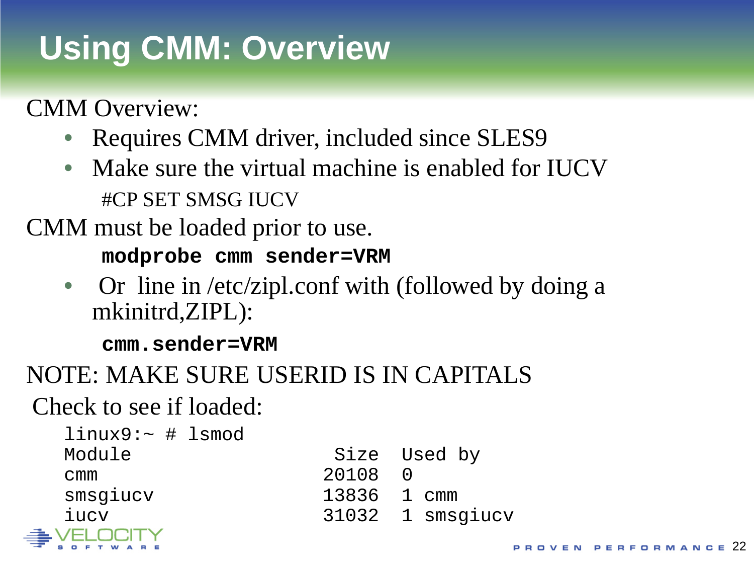# Using CMM: Overview

CMM Overview:

- Requires CMM driver, included since SLES9
- Make sure the virtual machine is enabled for IUCV

  #CP SET SMSG IUCV

CMM must be loaded prior to use.

```
modprobe cmm sender=VRM
```

- Or line in /etc/zipl.conf with (followed by doing a mkinitrd,ZIPL):

```
cmm.sender=VRM
```

NOTE: MAKE SURE USERID IS IN CAPITALS

Check to see if loaded:

```
linux9:~ # lsmod
Module                  Size  Used by
cmm                    20108  0
smsgiucv               13836  1 cmm
iucv                   31032  1 smsgiucv
```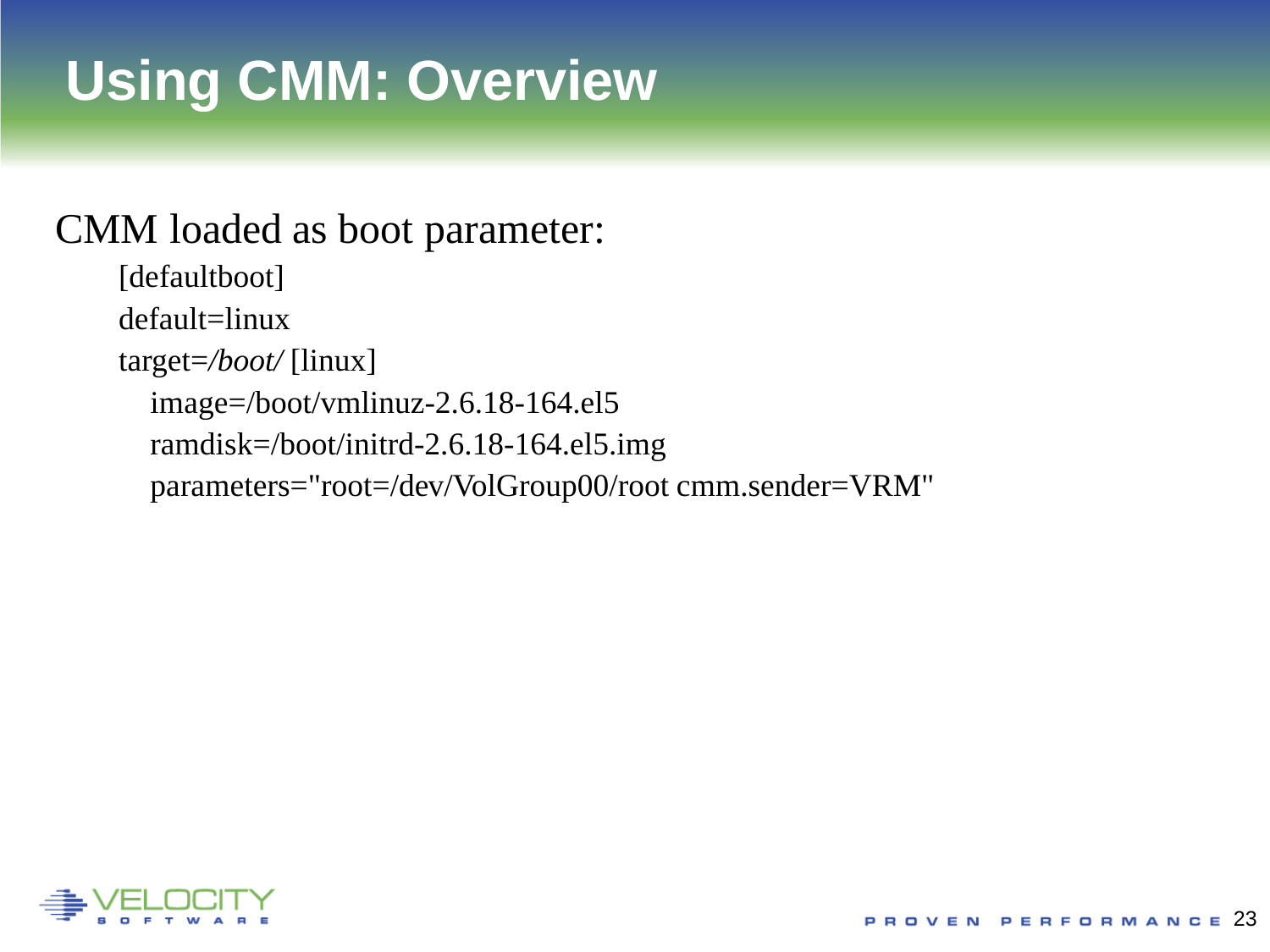# Using CMM: Overview

CMM loaded as boot parameter:

```
[defaultboot]
default=linux
target=/boot/ [linux]
   image=/boot/vmlinuz-2.6.18-164.el5
   ramdisk=/boot/initrd-2.6.18-164.el5.img
   parameters="root=/dev/VolGroup00/root cmm.sender=VRM"
```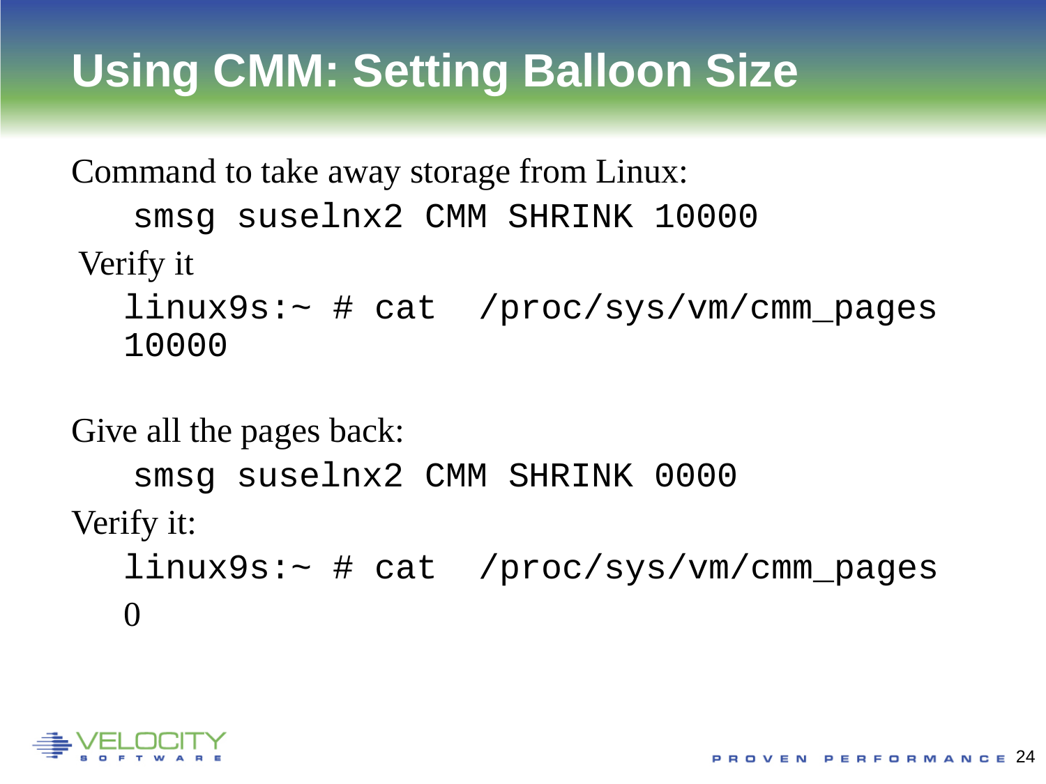# Using CMM: Setting Balloon Size

Command to take away storage from Linux:

```
smsg suselnx2 CMM SHRINK 10000
```

Verify it

```
linux9s:~ # cat  /proc/sys/vm/cmm_pages
10000
```

Give all the pages back:

```
smsg suselnx2 CMM SHRINK 0000
```

Verify it:

```
linux9s:~ # cat  /proc/sys/vm/cmm_pages
0
```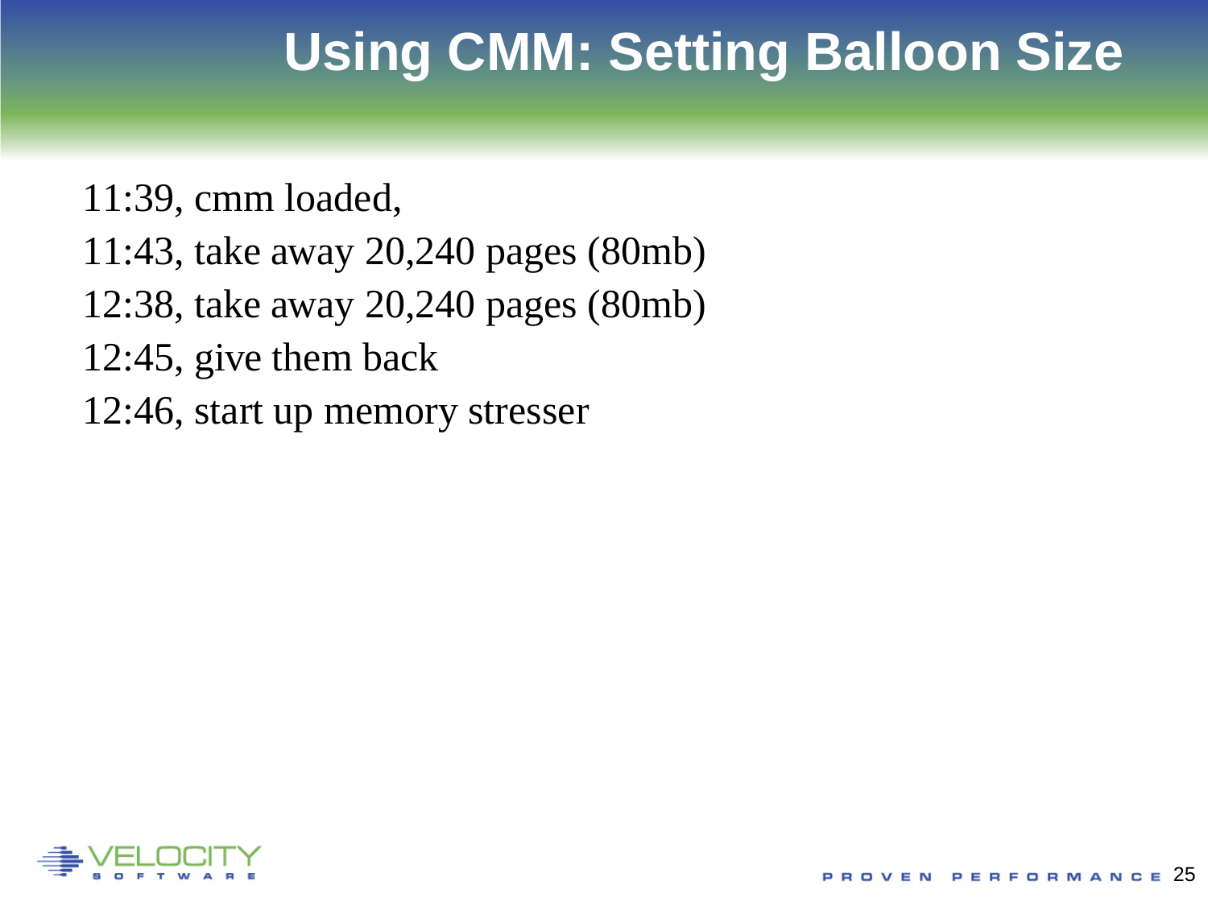# Using CMM: Setting Balloon Size

11:39, cmm loaded,

11:43, take away 20,240 pages (80mb)

12:38, take away 20,240 pages (80mb)

12:45, give them back

12:46, start up memory stresser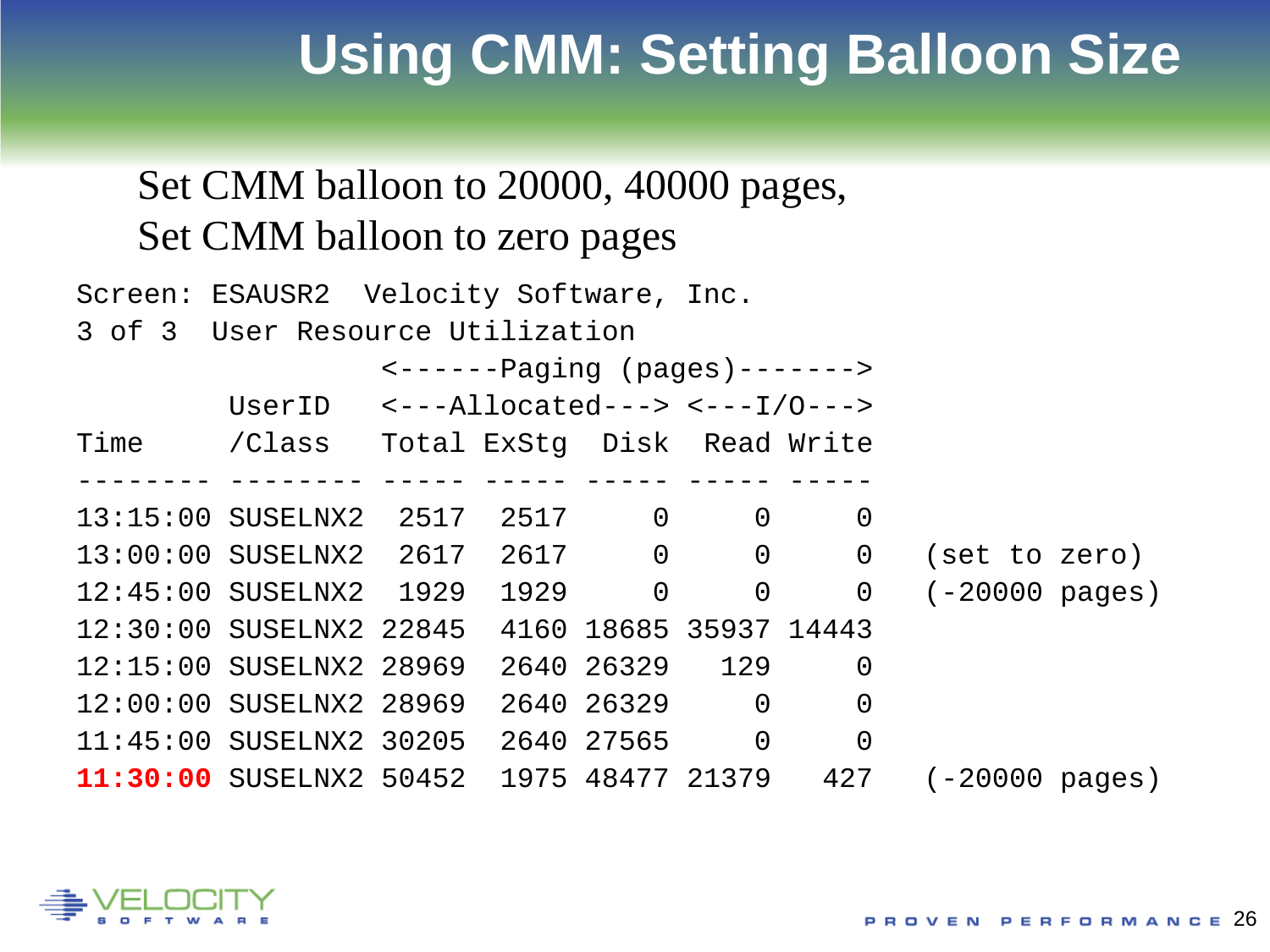# Using CMM: Setting Balloon Size

Set CMM balloon to 20000, 40000 pages,
Set CMM balloon to zero pages

```
Screen: ESAUSR2  Velocity Software, Inc.
3 of 3  User Resource Utilization
                  <------Paging (pages)------->
         UserID   <---Allocated---> <---I/O--->
Time     /Class   Total ExStg  Disk  Read Write
-------- -------- ----- ----- ----- ----- -----
13:15:00 SUSELNX2  2517  2517     0     0     0
13:00:00 SUSELNX2  2617  2617     0     0     0   (set to zero)
12:45:00 SUSELNX2  1929  1929     0     0     0   (-20000 pages)
12:30:00 SUSELNX2 22845  4160 18685 35937 14443
12:15:00 SUSELNX2 28969  2640 26329   129     0
12:00:00 SUSELNX2 28969  2640 26329     0     0
11:45:00 SUSELNX2 30205  2640 27565     0     0
11:30:00 SUSELNX2 50452  1975 48477 21379   427   (-20000 pages)
```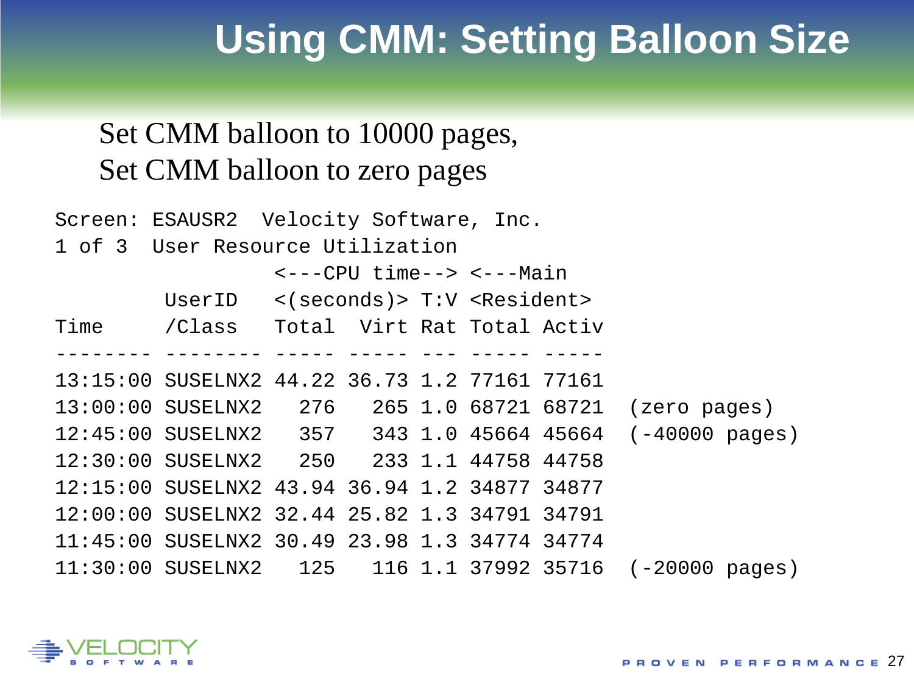# Using CMM: Setting Balloon Size

Set CMM balloon to 10000 pages,
Set CMM balloon to zero pages

```
Screen: ESAUSR2  Velocity Software, Inc.
1 of 3  User Resource Utilization
                  <---CPU time--> <---Main
         UserID   <(seconds)> T:V <Resident>
Time     /Class   Total  Virt Rat Total Activ
-------- -------- ----- ----- --- ----- -----
13:15:00 SUSELNX2 44.22 36.73 1.2 77161 77161
13:00:00 SUSELNX2   276   265 1.0 68721 68721  (zero pages)
12:45:00 SUSELNX2   357   343 1.0 45664 45664  (-40000 pages)
12:30:00 SUSELNX2   250   233 1.1 44758 44758
12:15:00 SUSELNX2 43.94 36.94 1.2 34877 34877
12:00:00 SUSELNX2 32.44 25.82 1.3 34791 34791
11:45:00 SUSELNX2 30.49 23.98 1.3 34774 34774
11:30:00 SUSELNX2   125   116 1.1 37992 35716  (-20000 pages)
```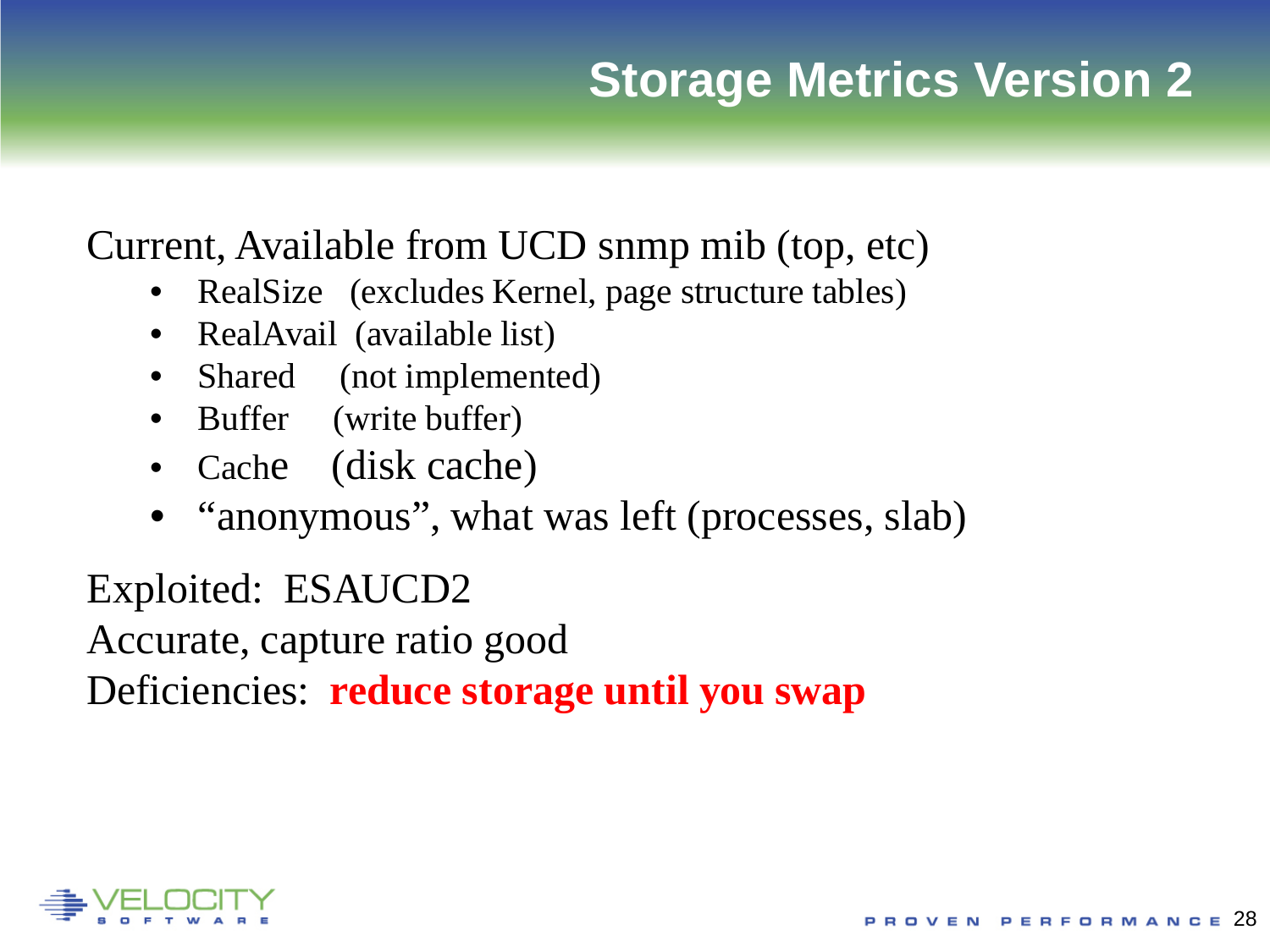# Storage Metrics Version 2

Current, Available from UCD snmp mib (top, etc)

- RealSize (excludes Kernel, page structure tables)
- RealAvail (available list)
- Shared (not implemented)
- Buffer (write buffer)
- Cache (disk cache)
- “anonymous”, what was left (processes, slab)

Exploited: ESAUCD2

Accurate, capture ratio good

Deficiencies: **reduce storage until you swap**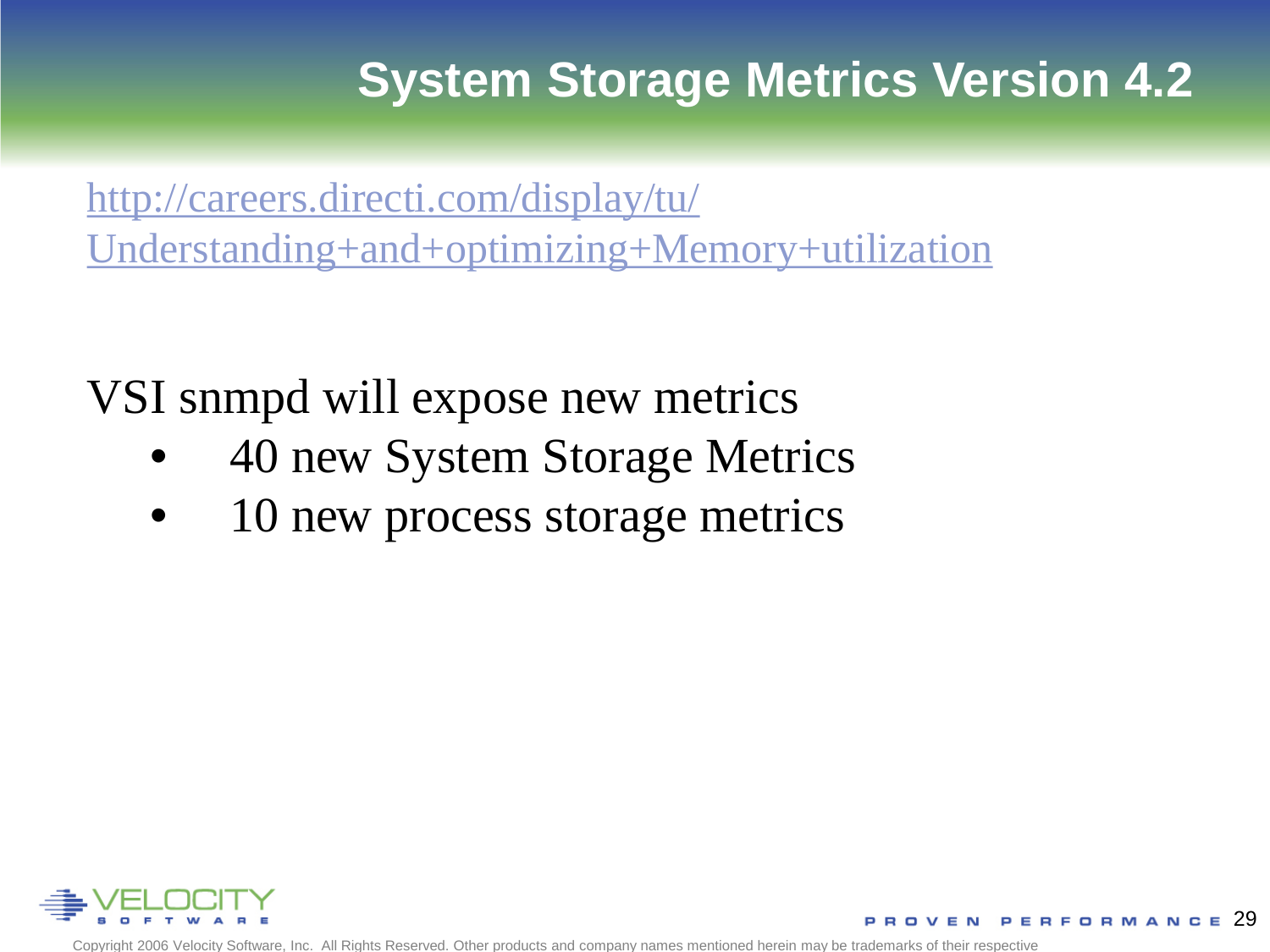# System Storage Metrics Version 4.2

[http://careers.directi.com/display/tu/Understanding+and+optimizing+Memory+utilization](http://careers.directi.com/display/tu/Understanding+and+optimizing+Memory+utilization)

VSI snmpd will expose new metrics

- 40 new System Storage Metrics
- 10 new process storage metrics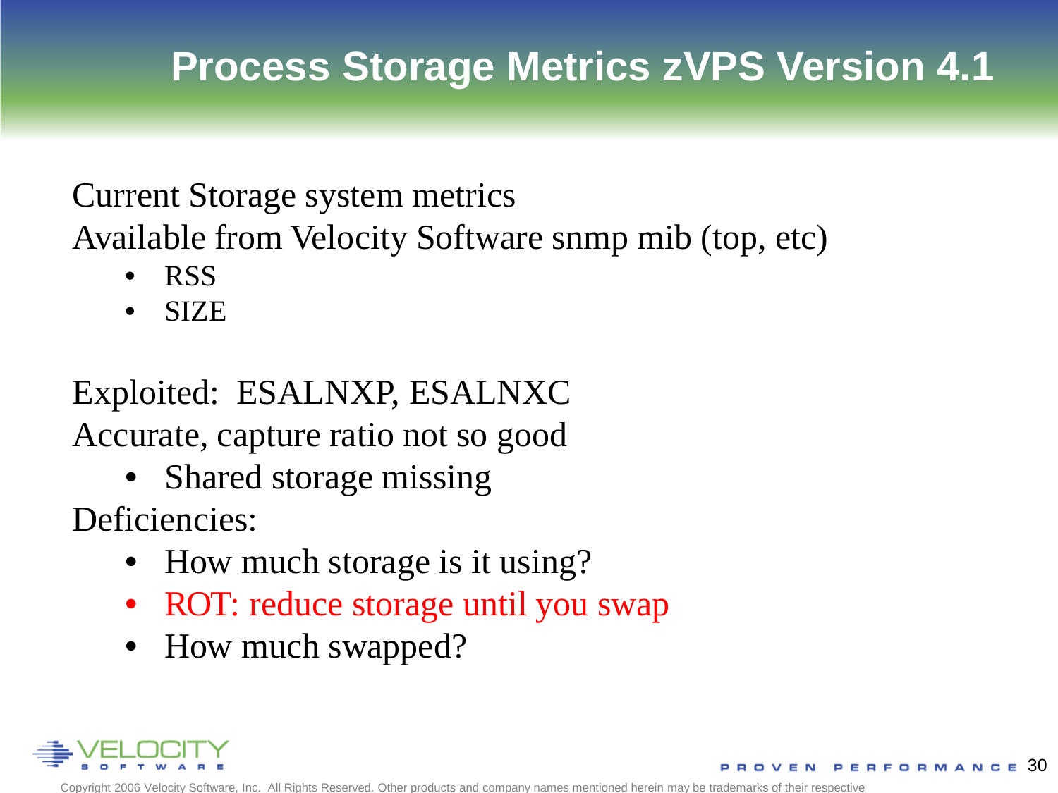# Process Storage Metrics zVPS Version 4.1

Current Storage system metrics

Available from Velocity Software snmp mib (top, etc)

- RSS
- SIZE

Exploited: ESALNXP, ESALNXC

Accurate, capture ratio not so good

- Shared storage missing

Deficiencies:

- How much storage is it using?
- ROT: reduce storage until you swap
- How much swapped?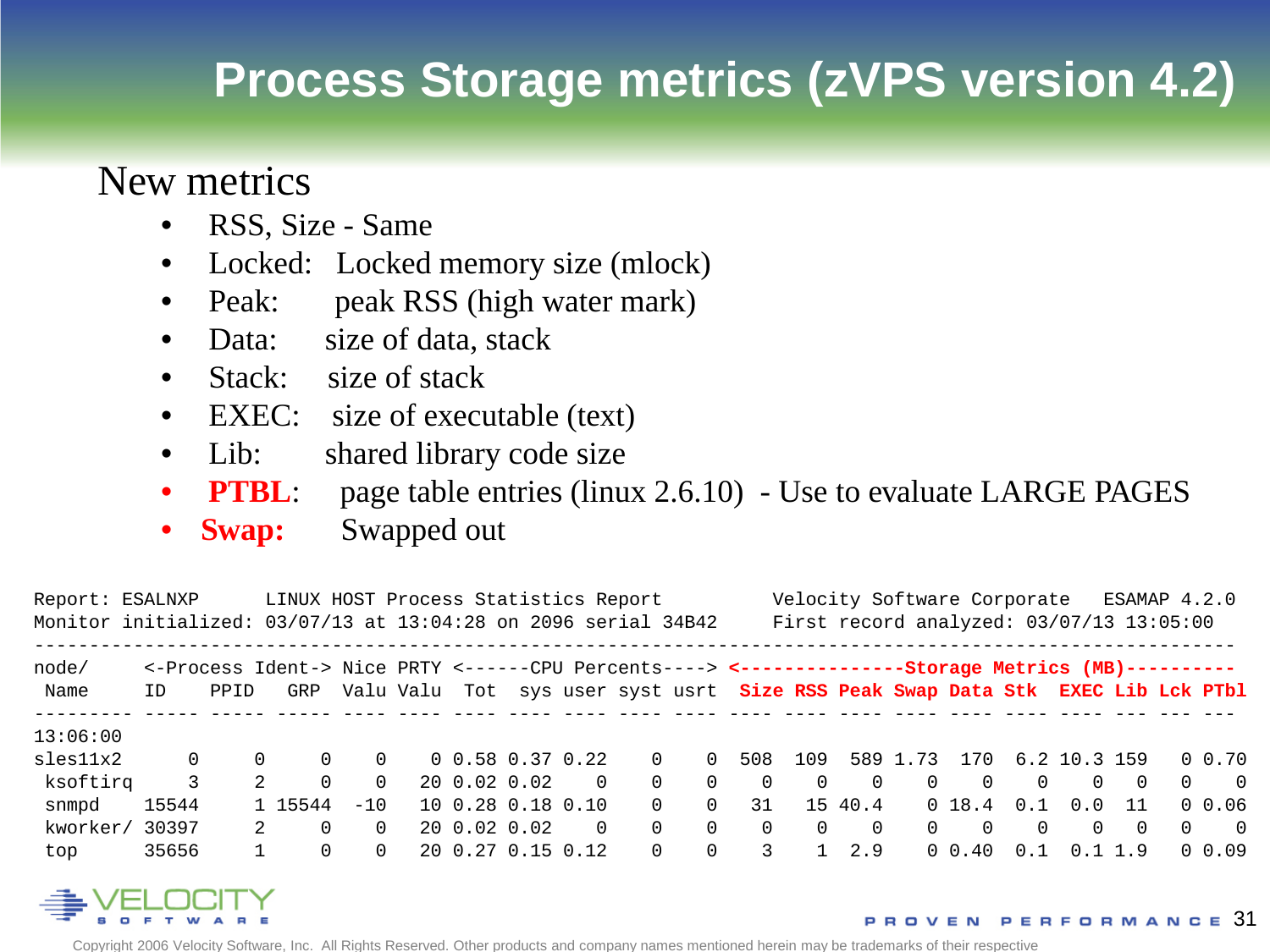# Process Storage metrics (zVPS version 4.2)

New metrics

- RSS, Size - Same
- Locked: Locked memory size (mlock)
- Peak: peak RSS (high water mark)
- Data: size of data, stack
- Stack: size of stack
- EXEC: size of executable (text)
- Lib: shared library code size
- **PTBL**: page table entries (linux 2.6.10) - Use to evaluate LARGE PAGES
- **Swap:** Swapped out

```
Report: ESALNXP      LINUX HOST Process Statistics Report         Velocity Software Corporate   ESAMAP 4.2.0
Monitor initialized: 03/07/13 at 13:04:28 on 2096 serial 34B42     First record analyzed: 03/07/13 13:05:00
-------------------------------------------------------------------------------------------------------------
node/     <-Process Ident-> Nice PRTY <------CPU Percents----> <---------------Storage Metrics (MB)----------
 Name     ID    PPID   GRP  Valu Valu  Tot  sys user syst usrt  Size RSS Peak Swap Data Stk  EXEC Lib Lck PTbl
--------- ----- ----- ----- ---- ---- ---- ---- ---- ---- ---- ---- ---- ---- ---- ---- ---- ---- --- --- ---
13:06:00
sles11x2      0     0     0    0    0 0.58 0.37 0.22    0    0  508  109  589 1.73  170  6.2 10.3 159   0 0.70
 ksoftirq     3     2     0    0   20 0.02 0.02    0    0    0    0    0    0    0    0    0    0   0   0    0
 snmpd    15544     1 15544  -10   10 0.28 0.18 0.10    0    0   31   15 40.4    0 18.4  0.1  0.0  11   0 0.06
 kworker/ 30397     2     0    0   20 0.02 0.02    0    0    0    0    0    0    0    0    0    0   0   0    0
 top      35656     1     0    0   20 0.27 0.15 0.12    0    0    3    1  2.9    0 0.40  0.1  0.1 1.9   0 0.09
```

Copyright 2006 Velocity Software, Inc. All Rights Reserved. Other products and company names mentioned herein may be trademarks of their respective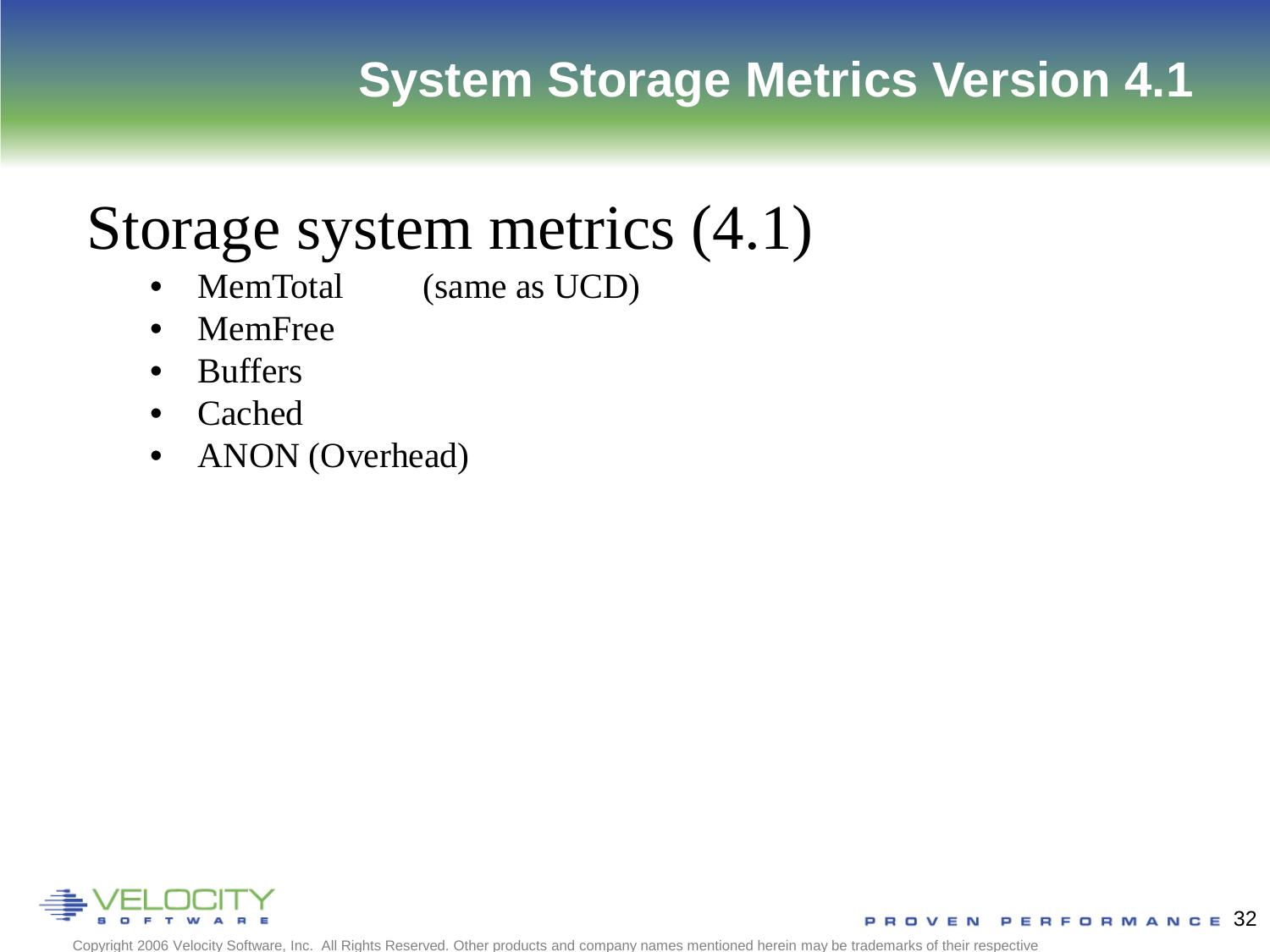# System Storage Metrics Version 4.1

## Storage system metrics (4.1)

- MemTotal (same as UCD)
- MemFree
- Buffers
- Cached
- ANON (Overhead)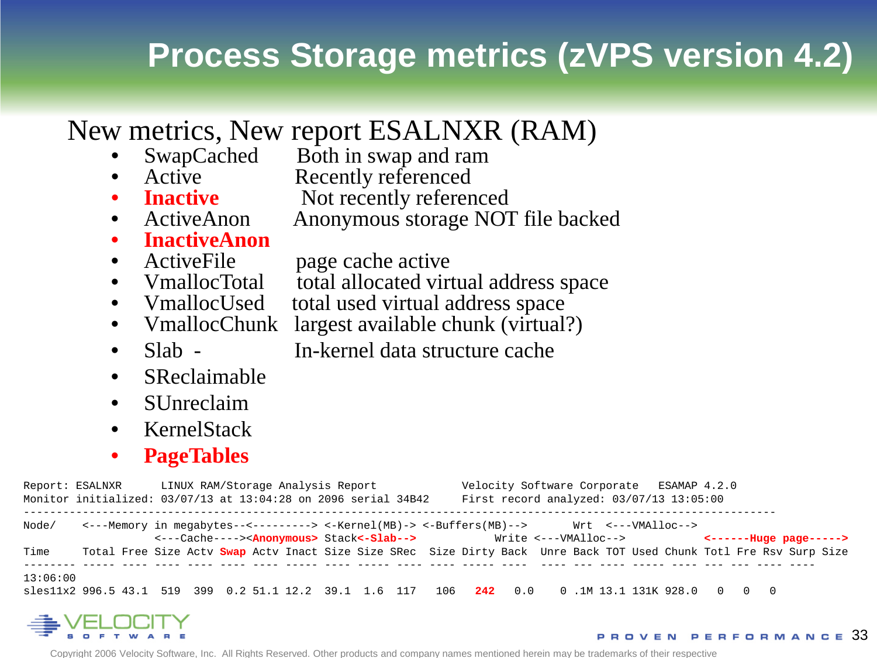# Process Storage metrics (zVPS version 4.2)

New metrics, New report ESALNXR (RAM)

- SwapCached — Both in swap and ram
- Active — Recently referenced
- **Inactive** — Not recently referenced
- ActiveAnon — Anonymous storage NOT file backed
- **InactiveAnon**
- ActiveFile — page cache active
- VmallocTotal — total allocated virtual address space
- VmallocUsed — total used virtual address space
- VmallocChunk — largest available chunk (virtual?)
- Slab - — In-kernel data structure cache
- SReclaimable
- SUnreclaim
- KernelStack
- **PageTables**

```
Report: ESALNXR      LINUX RAM/Storage Analysis Report           Velocity Software Corporate   ESAMAP 4.2.0
Monitor initialized: 03/07/13 at 13:04:28 on 2096 serial 34B42     First record analyzed: 03/07/13 13:05:00
------------------------------------------------------------------------------------------------------------------
Node/    <---Memory in megabytes--<---------> <-Kernel(MB)-> <-Buffers(MB)-->       Wrt  <---VMAlloc-->
                 <---Cache----><Anonymous> Stack<-Slab-->           Write <---VMAlloc-->            <------Huge page----->
Time     Total Free Size Actv Swap Actv Inact Size Size SRec  Size Dirty Back  Unre Back TOT Used Chunk Totl Fre Rsv Surp Size
-------- ----- ---- ---- ---- ---- ---- ----- ---- ----- ---- ---- ----- ----  ---- --- ---- ----- ---- --- --- ---- ----
13:06:00
sles11x2 996.5 43.1  519  399  0.2 51.1 12.2 39.1  1.6  117   106   242   0.0    0 .1M 13.1 131K 928.0   0   0   0
```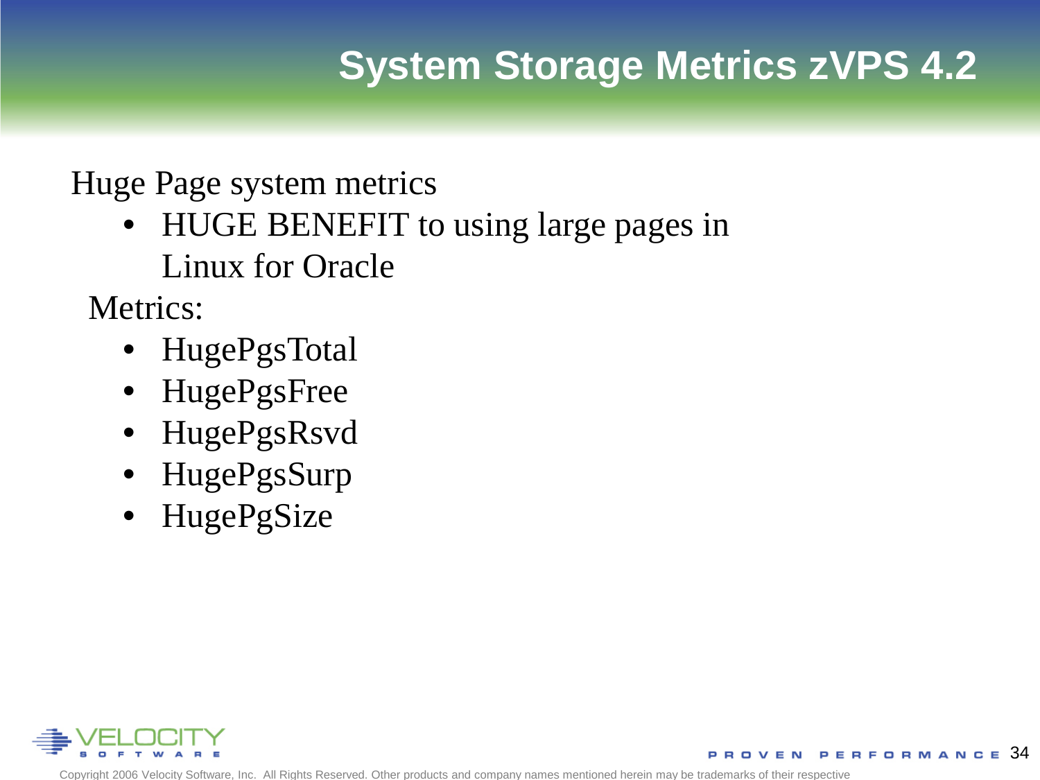# System Storage Metrics zVPS 4.2

Huge Page system metrics

- HUGE BENEFIT to using large pages in Linux for Oracle

Metrics:

- HugePgsTotal
- HugePgsFree
- HugePgsRsvd
- HugePgsSurp
- HugePgSize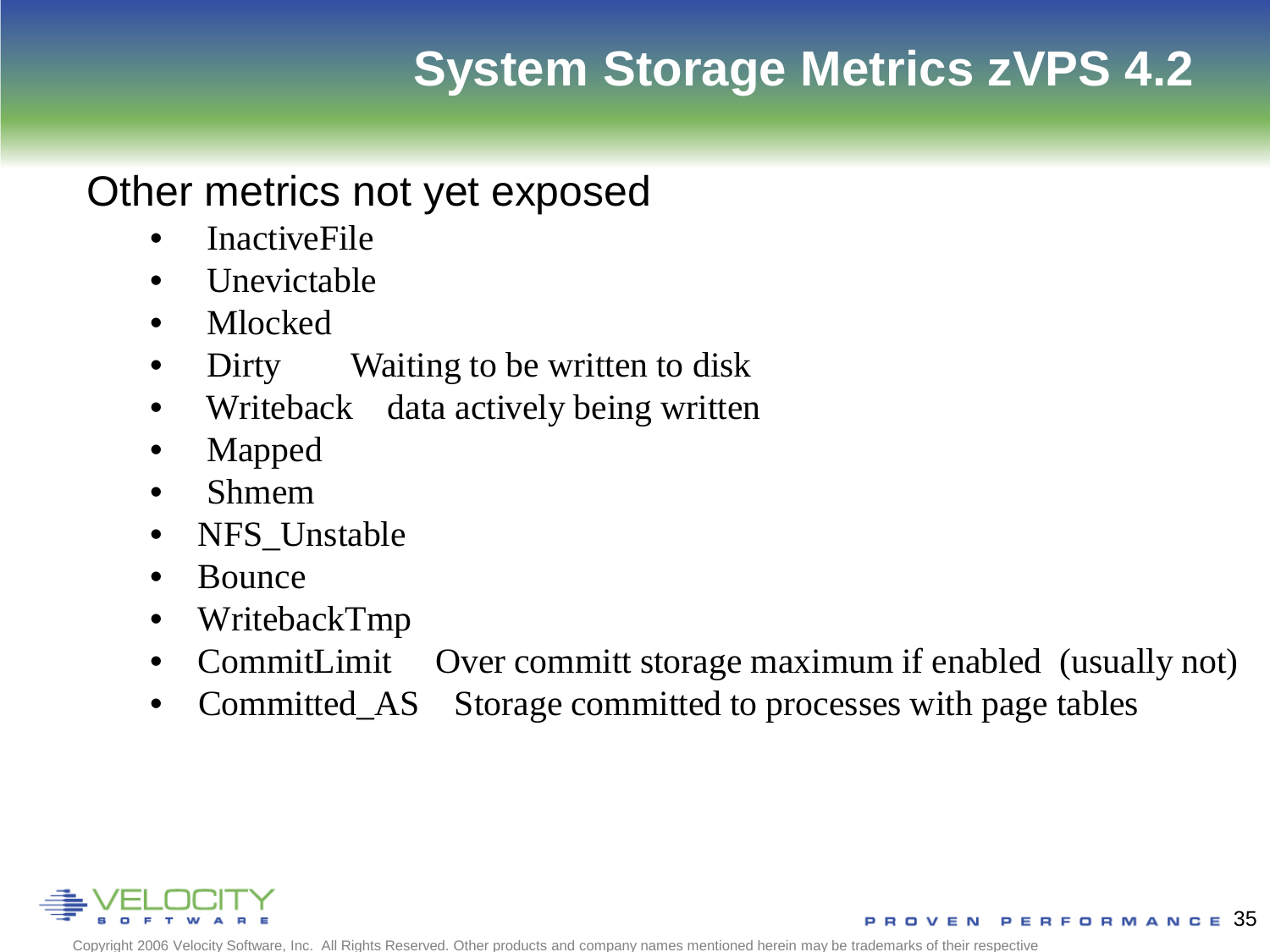# System Storage Metrics zVPS 4.2

Other metrics not yet exposed

- InactiveFile
- Unevictable
- Mlocked
- Dirty Waiting to be written to disk
- Writeback data actively being written
- Mapped
- Shmem
- NFS_Unstable
- Bounce
- WritebackTmp
- CommitLimit Over committ storage maximum if enabled (usually not)
- Committed_AS Storage committed to processes with page tables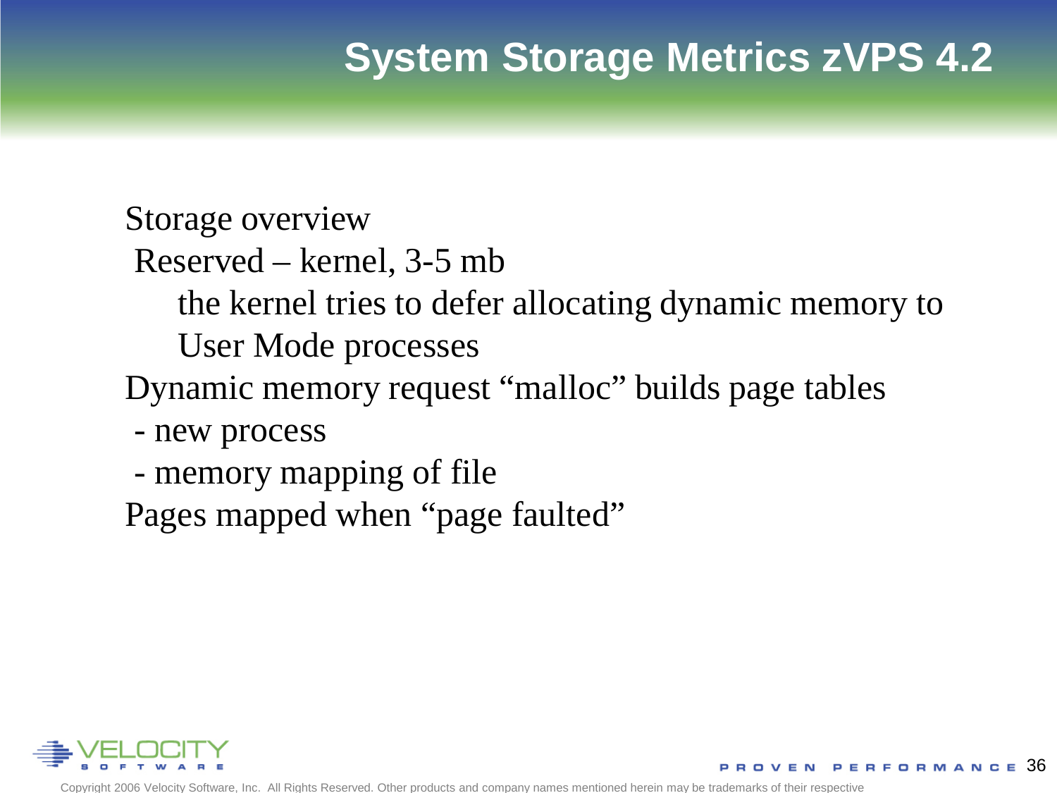# System Storage Metrics zVPS 4.2

Storage overview

- Reserved – kernel, 3-5 mb
  - the kernel tries to defer allocating dynamic memory to User Mode processes

Dynamic memory request “malloc” builds page tables

- new process
- memory mapping of file

Pages mapped when “page faulted”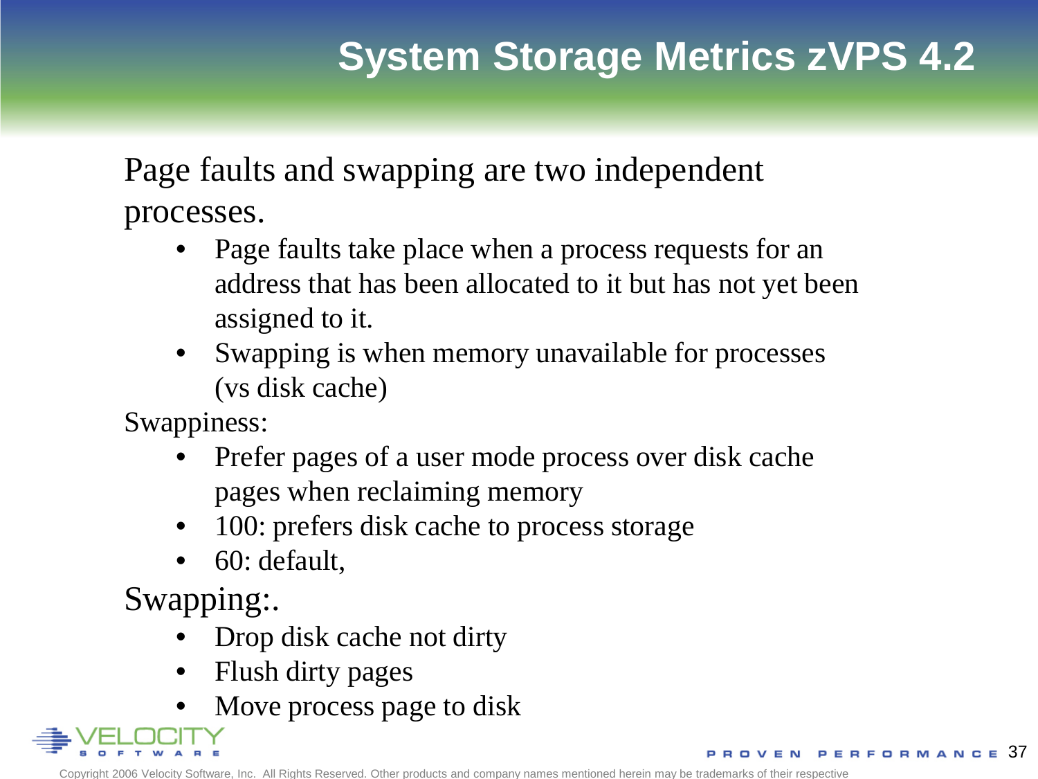# System Storage Metrics zVPS 4.2

Page faults and swapping are two independent processes.

- Page faults take place when a process requests for an address that has been allocated to it but has not yet been assigned to it.
- Swapping is when memory unavailable for processes (vs disk cache)

Swappiness:

- Prefer pages of a user mode process over disk cache pages when reclaiming memory
- 100: prefers disk cache to process storage
- 60: default,

Swapping:.

- Drop disk cache not dirty
- Flush dirty pages
- Move process page to disk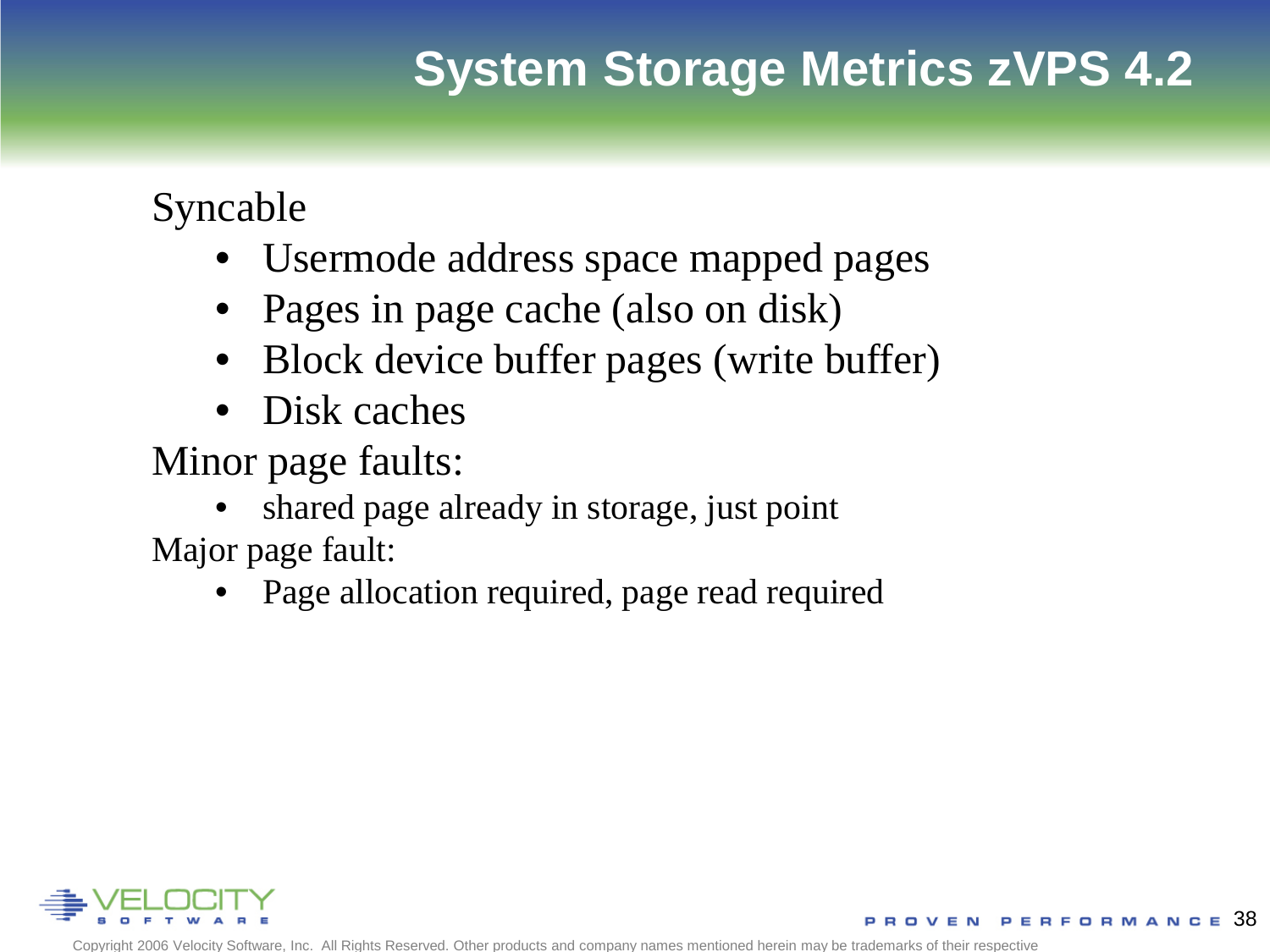# System Storage Metrics zVPS 4.2

Syncable

- Usermode address space mapped pages
- Pages in page cache (also on disk)
- Block device buffer pages (write buffer)
- Disk caches

Minor page faults:

- shared page already in storage, just point

Major page fault:

- Page allocation required, page read required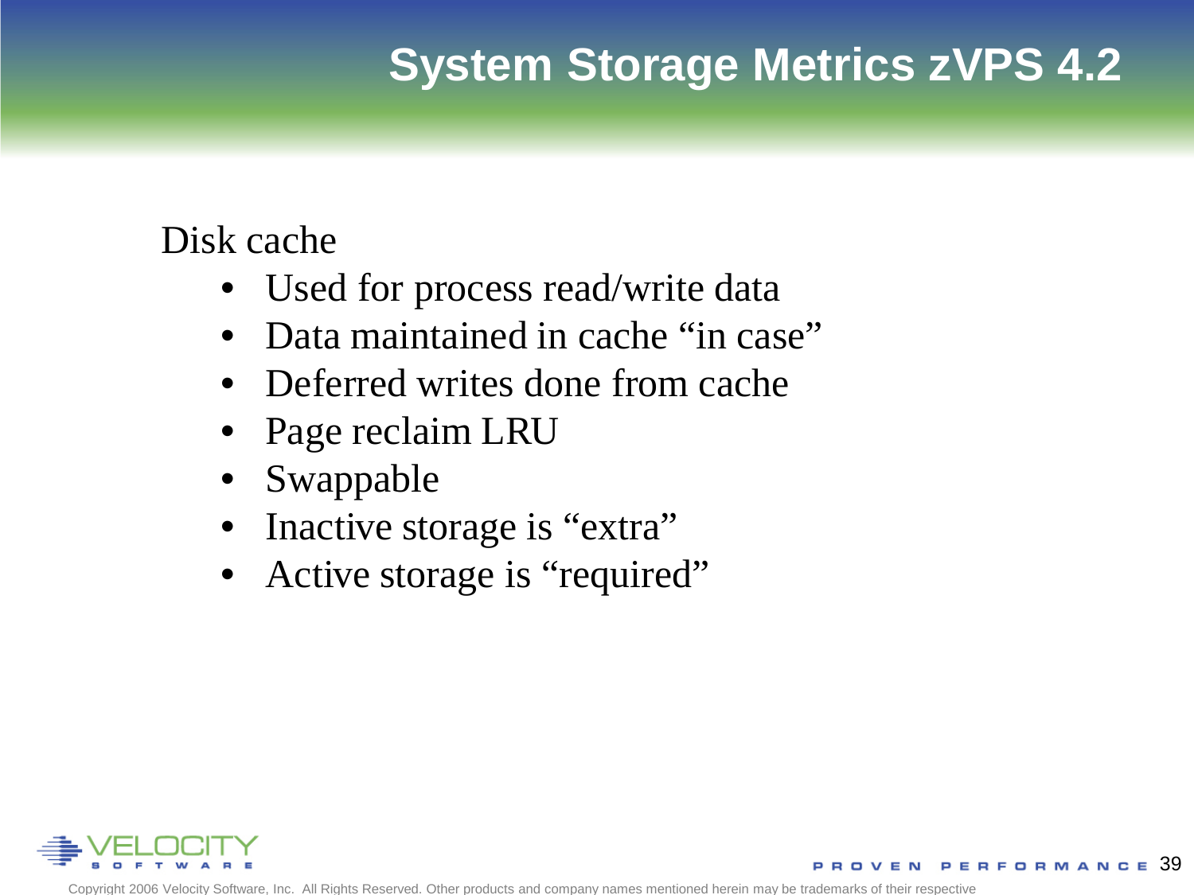# System Storage Metrics zVPS 4.2

Disk cache

- Used for process read/write data
- Data maintained in cache “in case”
- Deferred writes done from cache
- Page reclaim LRU
- Swappable
- Inactive storage is “extra”
- Active storage is “required”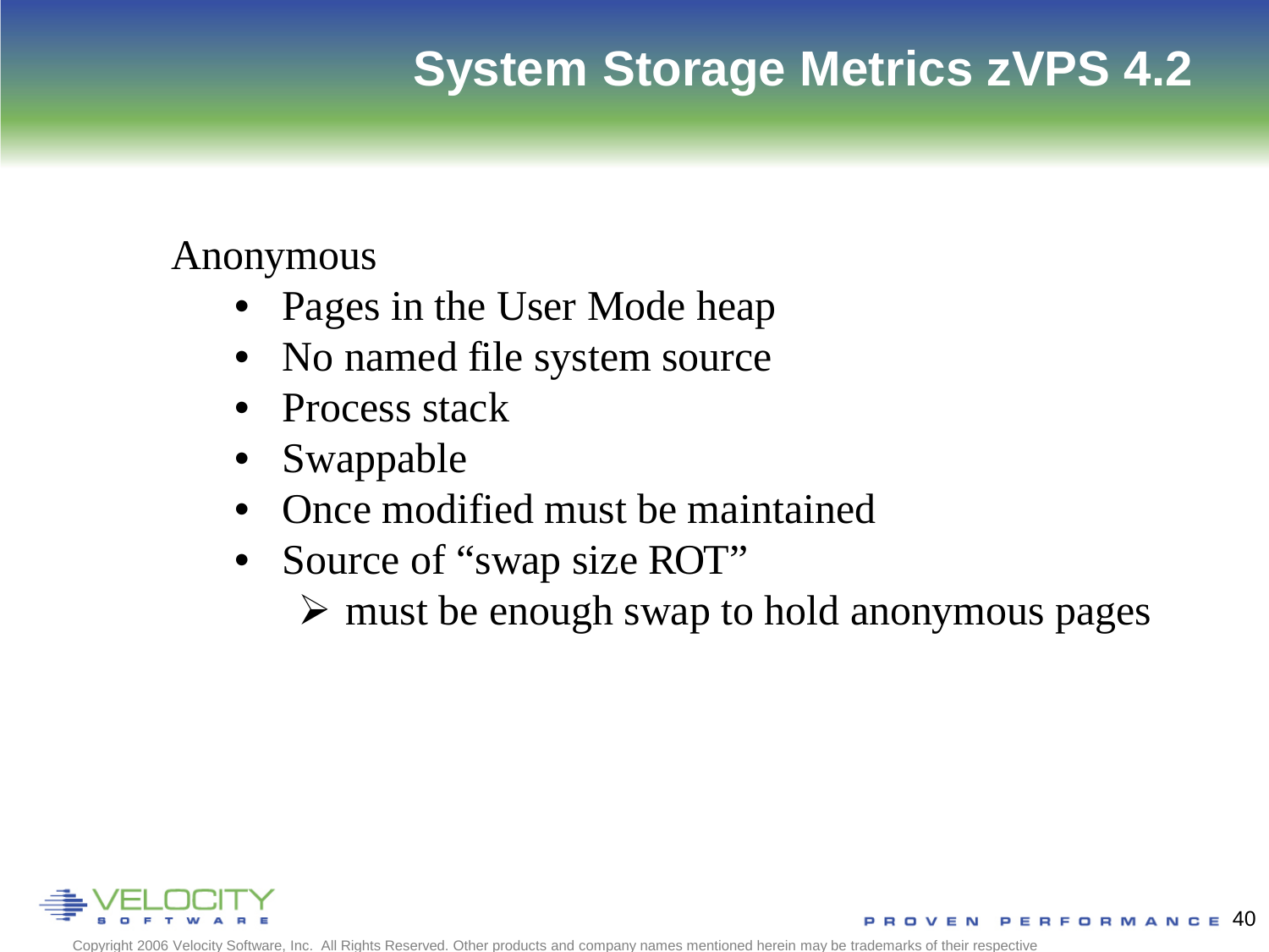# System Storage Metrics zVPS 4.2

Anonymous

- Pages in the User Mode heap
- No named file system source
- Process stack
- Swappable
- Once modified must be maintained
- Source of “swap size ROT”
  - must be enough swap to hold anonymous pages

Copyright 2006 Velocity Software, Inc. All Rights Reserved. Other products and company names mentioned herein may be trademarks of their respective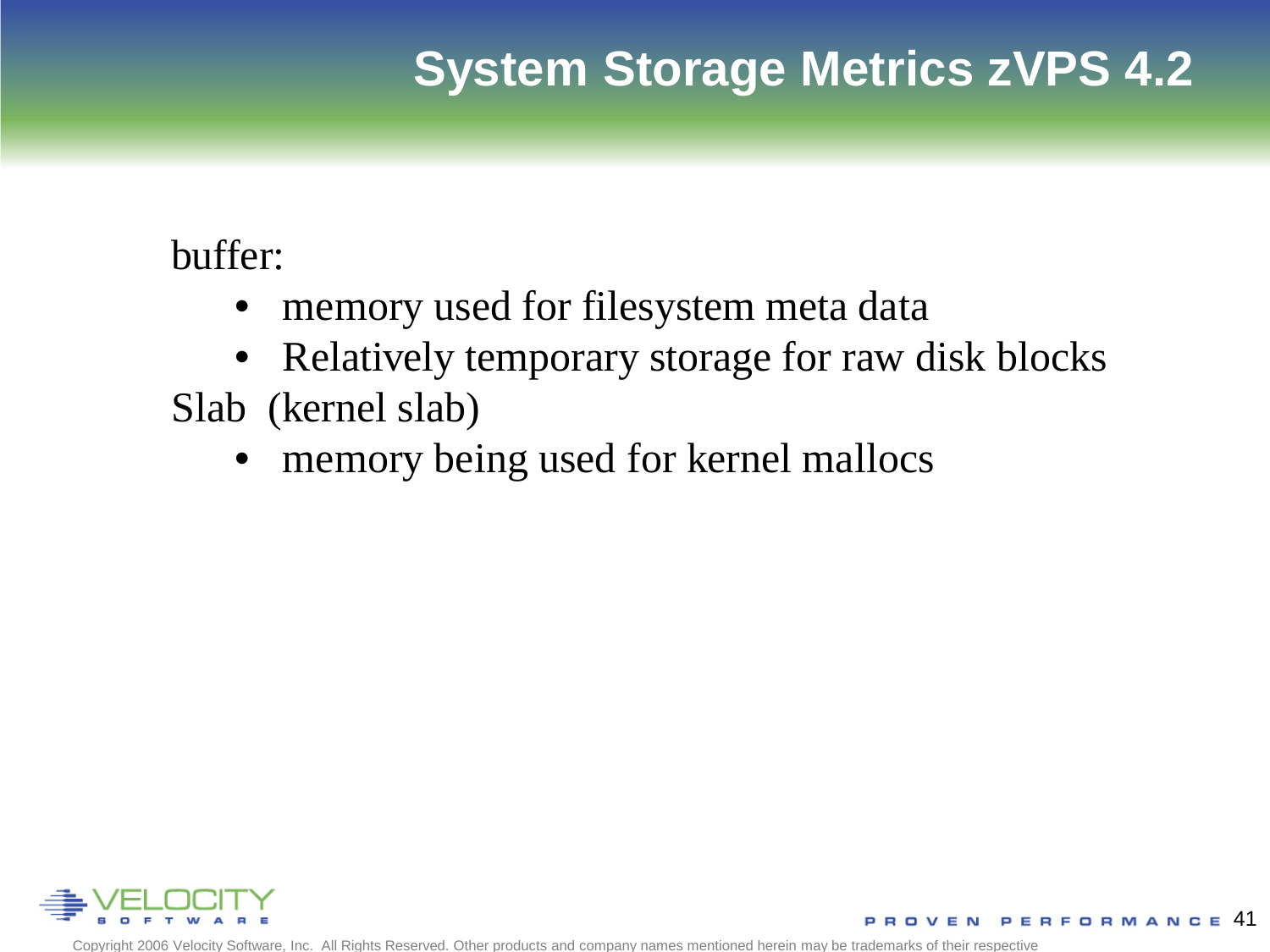# System Storage Metrics zVPS 4.2

buffer:

- memory used for filesystem meta data
- Relatively temporary storage for raw disk blocks

Slab  (kernel slab)

- memory being used for kernel mallocs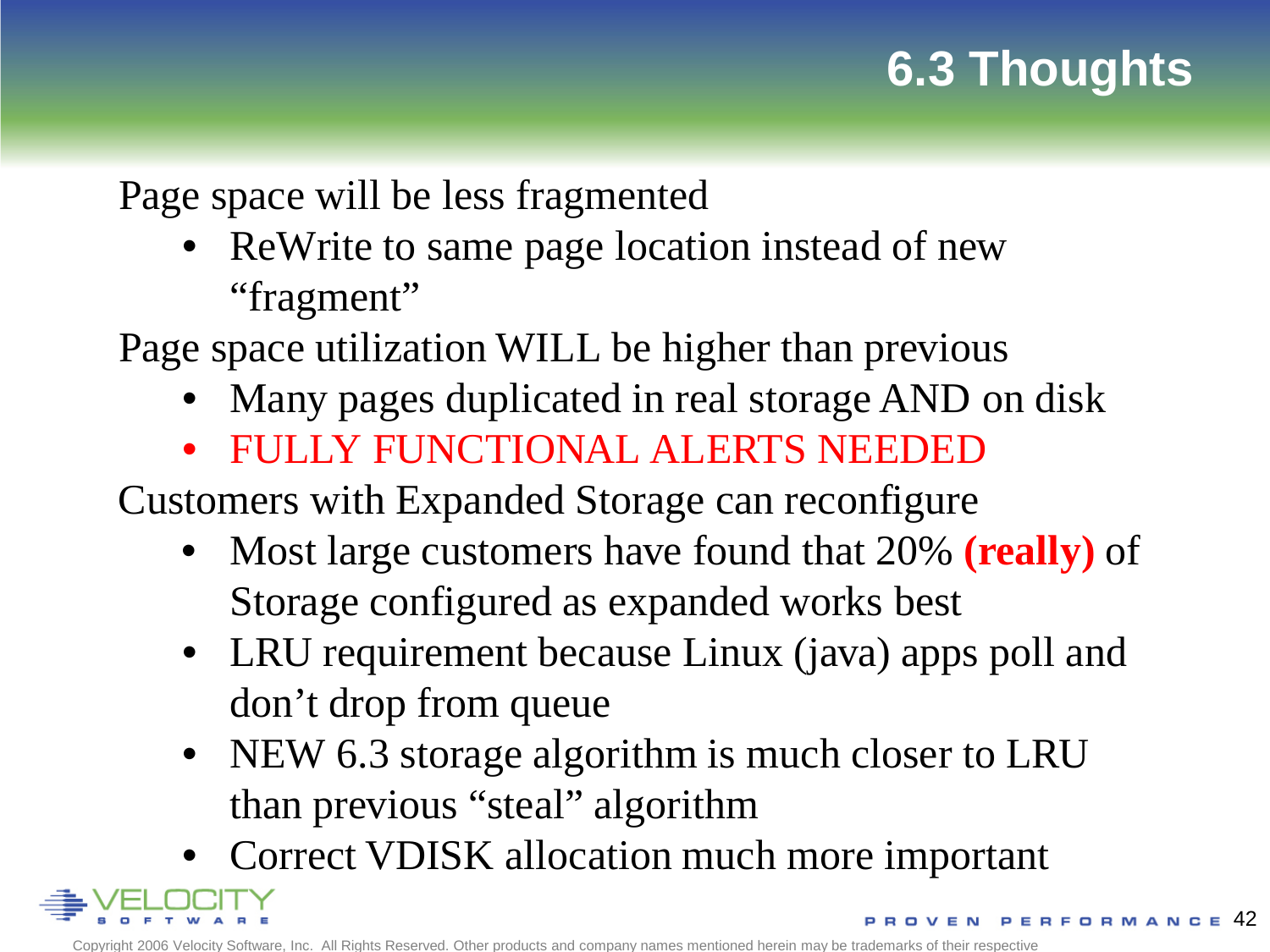# 6.3 Thoughts

Page space will be less fragmented

- ReWrite to same page location instead of new "fragment"

Page space utilization WILL be higher than previous

- Many pages duplicated in real storage AND on disk
- FULLY FUNCTIONAL ALERTS NEEDED

Customers with Expanded Storage can reconfigure

- Most large customers have found that 20% **(really)** of Storage configured as expanded works best
- LRU requirement because Linux (java) apps poll and don't drop from queue
- NEW 6.3 storage algorithm is much closer to LRU than previous "steal" algorithm
- Correct VDISK allocation much more important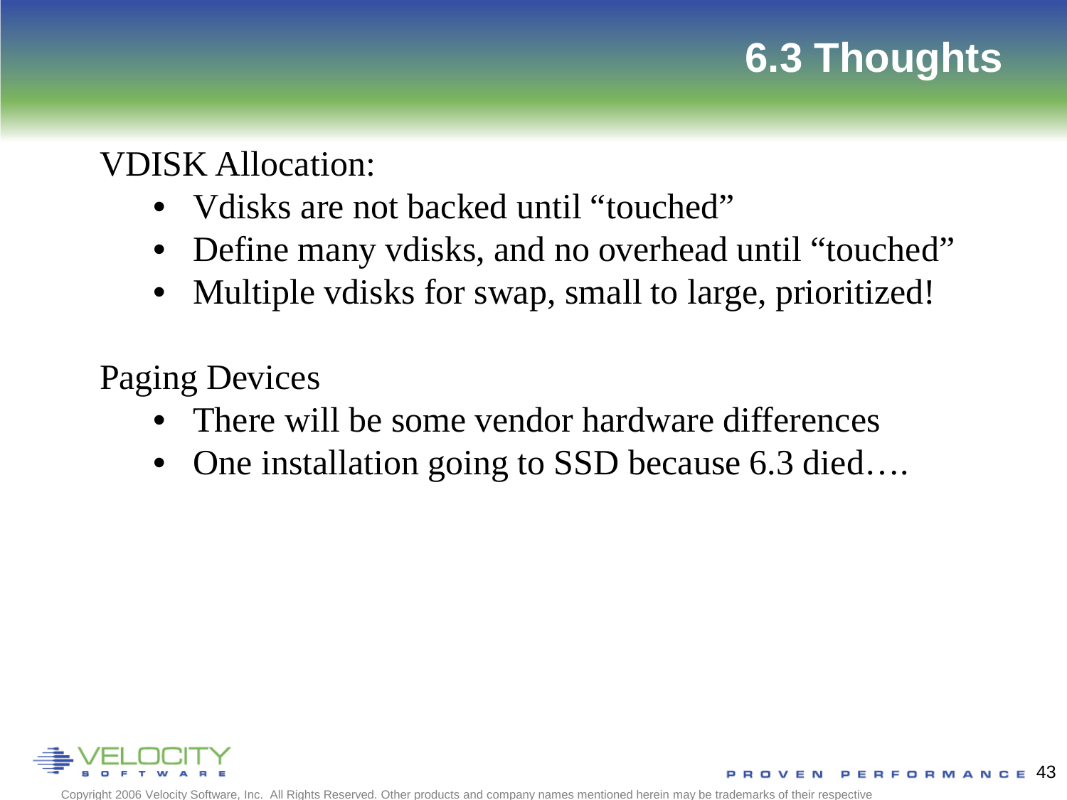# 6.3 Thoughts

VDISK Allocation:

- Vdisks are not backed until "touched"
- Define many vdisks, and no overhead until "touched"
- Multiple vdisks for swap, small to large, prioritized!

Paging Devices

- There will be some vendor hardware differences
- One installation going to SSD because 6.3 died….